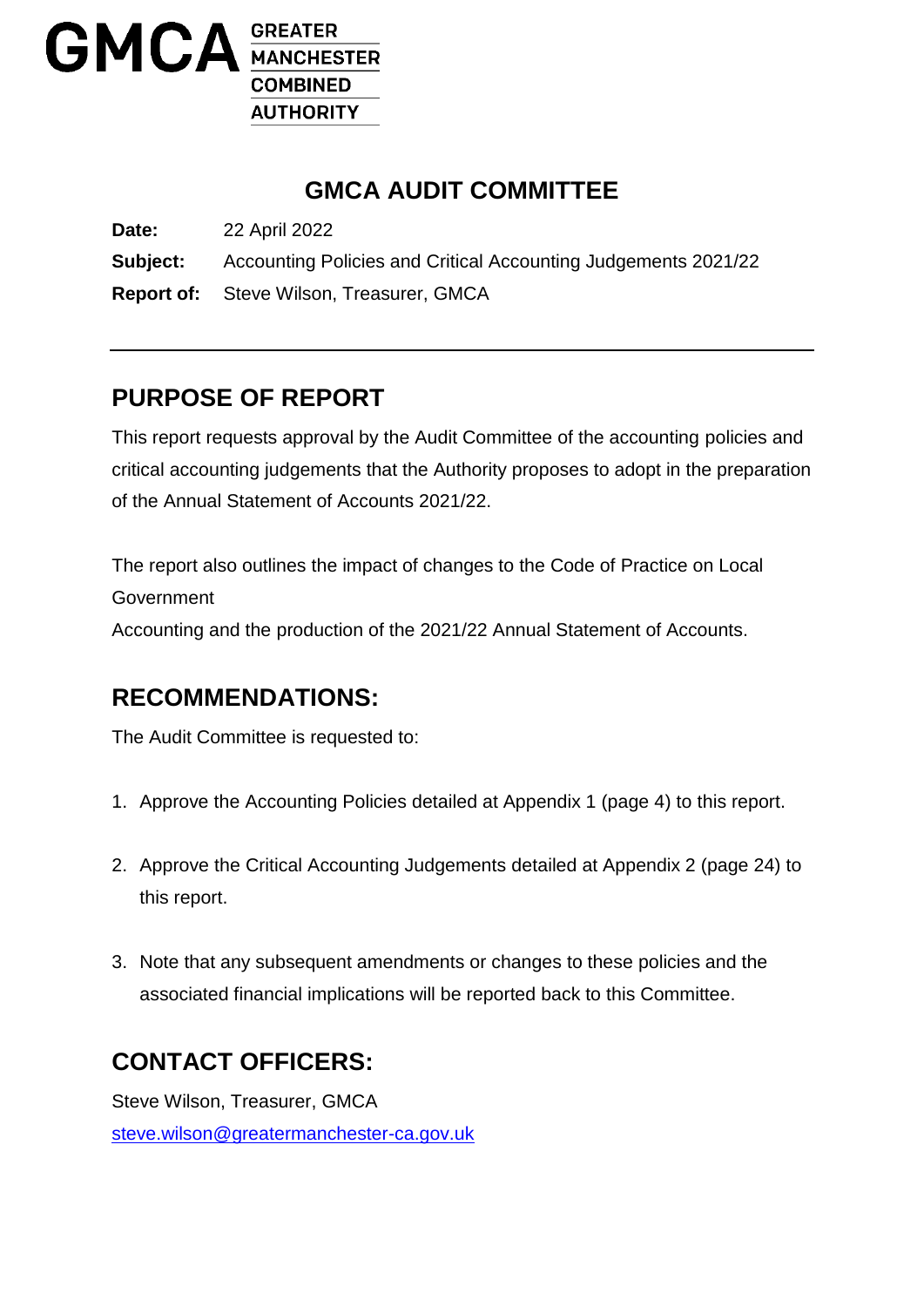GMCA GREATER MANCHESTER COMBINED AUTHORITY

# GMCA AUDIT COMMITTEE

**Date:** 22 April 2022

**Subject:** Accounting Policies and Critical Accounting Judgements 2021/22

**Report of:** Steve Wilson, Treasurer, GMCA

## PURPOSE OF REPORT

This report requests approval by the Audit Committee of the accounting policies and critical accounting judgements that the Authority proposes to adopt in the preparation of the Annual Statement of Accounts 2021/22.

The report also outlines the impact of changes to the Code of Practice on Local Government
Accounting and the production of the 2021/22 Annual Statement of Accounts.

## RECOMMENDATIONS:

The Audit Committee is requested to:

1. Approve the Accounting Policies detailed at Appendix 1 (page 4) to this report.

2. Approve the Critical Accounting Judgements detailed at Appendix 2 (page 24) to this report.

3. Note that any subsequent amendments or changes to these policies and the associated financial implications will be reported back to this Committee.

## CONTACT OFFICERS:

Steve Wilson, Treasurer, GMCA
steve.wilson@greatermanchester-ca.gov.uk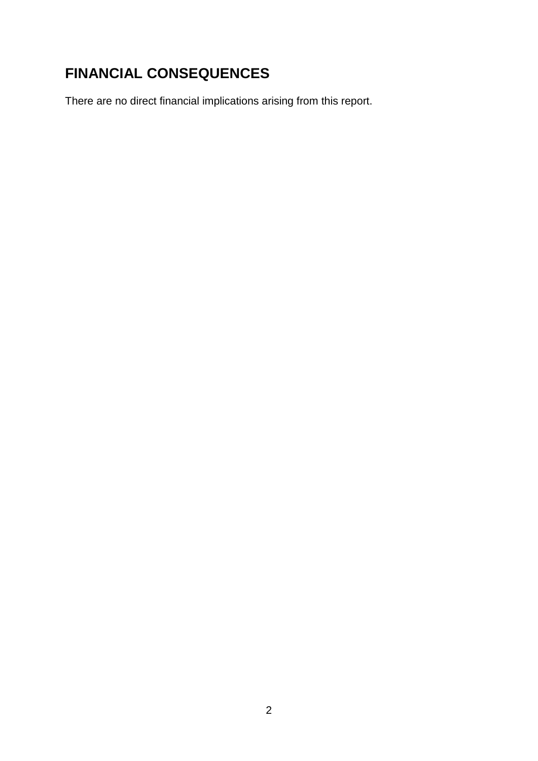## FINANCIAL CONSEQUENCES

There are no direct financial implications arising from this report.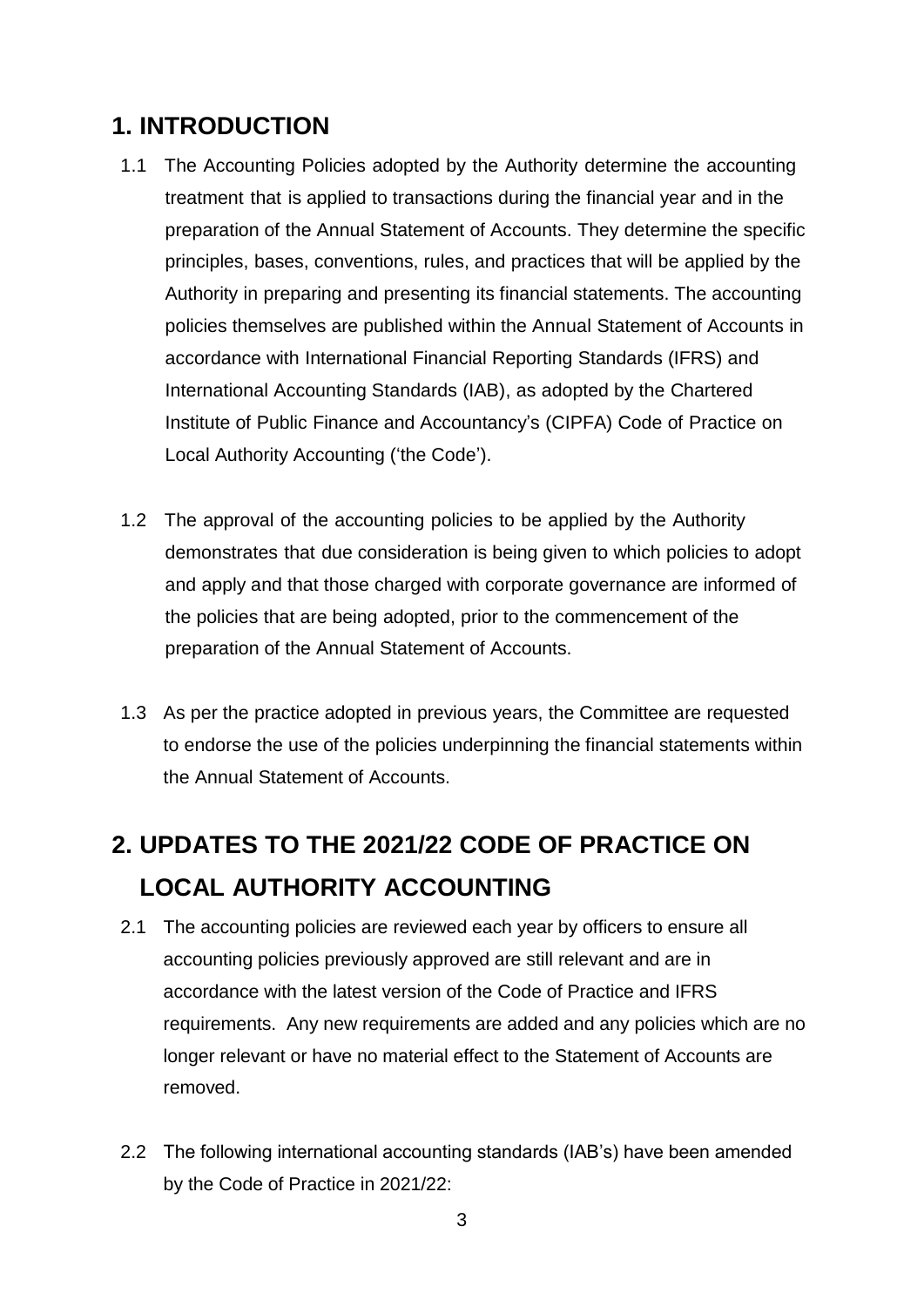## 1. INTRODUCTION

1.1 The Accounting Policies adopted by the Authority determine the accounting treatment that is applied to transactions during the financial year and in the preparation of the Annual Statement of Accounts. They determine the specific principles, bases, conventions, rules, and practices that will be applied by the Authority in preparing and presenting its financial statements. The accounting policies themselves are published within the Annual Statement of Accounts in accordance with International Financial Reporting Standards (IFRS) and International Accounting Standards (IAB), as adopted by the Chartered Institute of Public Finance and Accountancy's (CIPFA) Code of Practice on Local Authority Accounting ('the Code').

1.2 The approval of the accounting policies to be applied by the Authority demonstrates that due consideration is being given to which policies to adopt and apply and that those charged with corporate governance are informed of the policies that are being adopted, prior to the commencement of the preparation of the Annual Statement of Accounts.

1.3 As per the practice adopted in previous years, the Committee are requested to endorse the use of the policies underpinning the financial statements within the Annual Statement of Accounts.

## 2. UPDATES TO THE 2021/22 CODE OF PRACTICE ON LOCAL AUTHORITY ACCOUNTING

2.1 The accounting policies are reviewed each year by officers to ensure all accounting policies previously approved are still relevant and are in accordance with the latest version of the Code of Practice and IFRS requirements. Any new requirements are added and any policies which are no longer relevant or have no material effect to the Statement of Accounts are removed.

2.2 The following international accounting standards (IAB's) have been amended by the Code of Practice in 2021/22: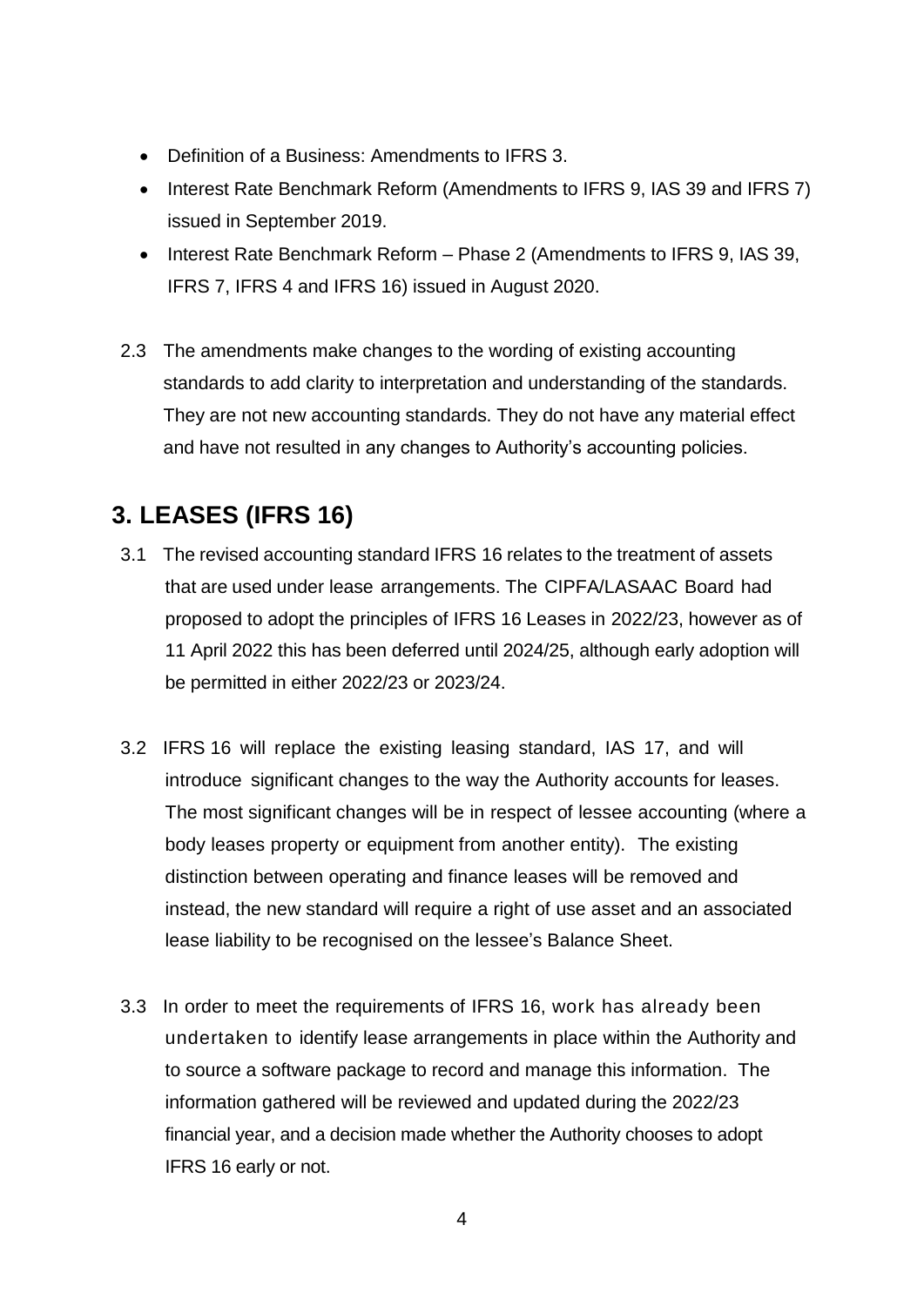- Definition of a Business: Amendments to IFRS 3.
- Interest Rate Benchmark Reform (Amendments to IFRS 9, IAS 39 and IFRS 7) issued in September 2019.
- Interest Rate Benchmark Reform – Phase 2 (Amendments to IFRS 9, IAS 39, IFRS 7, IFRS 4 and IFRS 16) issued in August 2020.

2.3 The amendments make changes to the wording of existing accounting standards to add clarity to interpretation and understanding of the standards. They are not new accounting standards. They do not have any material effect and have not resulted in any changes to Authority's accounting policies.

## 3. LEASES (IFRS 16)

3.1 The revised accounting standard IFRS 16 relates to the treatment of assets that are used under lease arrangements. The CIPFA/LASAAC Board had proposed to adopt the principles of IFRS 16 Leases in 2022/23, however as of 11 April 2022 this has been deferred until 2024/25, although early adoption will be permitted in either 2022/23 or 2023/24.

3.2 IFRS 16 will replace the existing leasing standard, IAS 17, and will introduce significant changes to the way the Authority accounts for leases. The most significant changes will be in respect of lessee accounting (where a body leases property or equipment from another entity). The existing distinction between operating and finance leases will be removed and instead, the new standard will require a right of use asset and an associated lease liability to be recognised on the lessee's Balance Sheet.

3.3 In order to meet the requirements of IFRS 16, work has already been undertaken to identify lease arrangements in place within the Authority and to source a software package to record and manage this information. The information gathered will be reviewed and updated during the 2022/23 financial year, and a decision made whether the Authority chooses to adopt IFRS 16 early or not.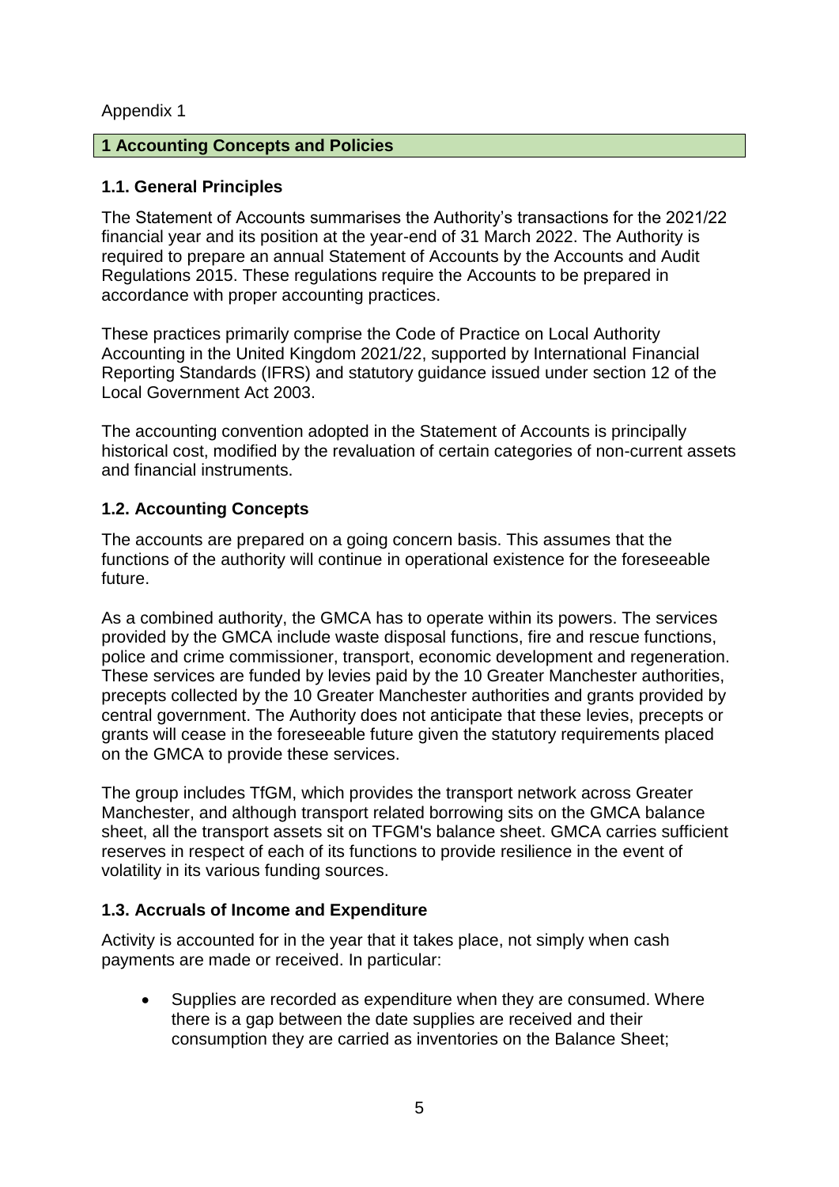Appendix 1

## 1 Accounting Concepts and Policies

### 1.1. General Principles

The Statement of Accounts summarises the Authority's transactions for the 2021/22 financial year and its position at the year-end of 31 March 2022. The Authority is required to prepare an annual Statement of Accounts by the Accounts and Audit Regulations 2015. These regulations require the Accounts to be prepared in accordance with proper accounting practices.

These practices primarily comprise the Code of Practice on Local Authority Accounting in the United Kingdom 2021/22, supported by International Financial Reporting Standards (IFRS) and statutory guidance issued under section 12 of the Local Government Act 2003.

The accounting convention adopted in the Statement of Accounts is principally historical cost, modified by the revaluation of certain categories of non-current assets and financial instruments.

### 1.2. Accounting Concepts

The accounts are prepared on a going concern basis. This assumes that the functions of the authority will continue in operational existence for the foreseeable future.

As a combined authority, the GMCA has to operate within its powers. The services provided by the GMCA include waste disposal functions, fire and rescue functions, police and crime commissioner, transport, economic development and regeneration. These services are funded by levies paid by the 10 Greater Manchester authorities, precepts collected by the 10 Greater Manchester authorities and grants provided by central government. The Authority does not anticipate that these levies, precepts or grants will cease in the foreseeable future given the statutory requirements placed on the GMCA to provide these services.

The group includes TfGM, which provides the transport network across Greater Manchester, and although transport related borrowing sits on the GMCA balance sheet, all the transport assets sit on TFGM's balance sheet. GMCA carries sufficient reserves in respect of each of its functions to provide resilience in the event of volatility in its various funding sources.

### 1.3. Accruals of Income and Expenditure

Activity is accounted for in the year that it takes place, not simply when cash payments are made or received. In particular:

- Supplies are recorded as expenditure when they are consumed. Where there is a gap between the date supplies are received and their consumption they are carried as inventories on the Balance Sheet;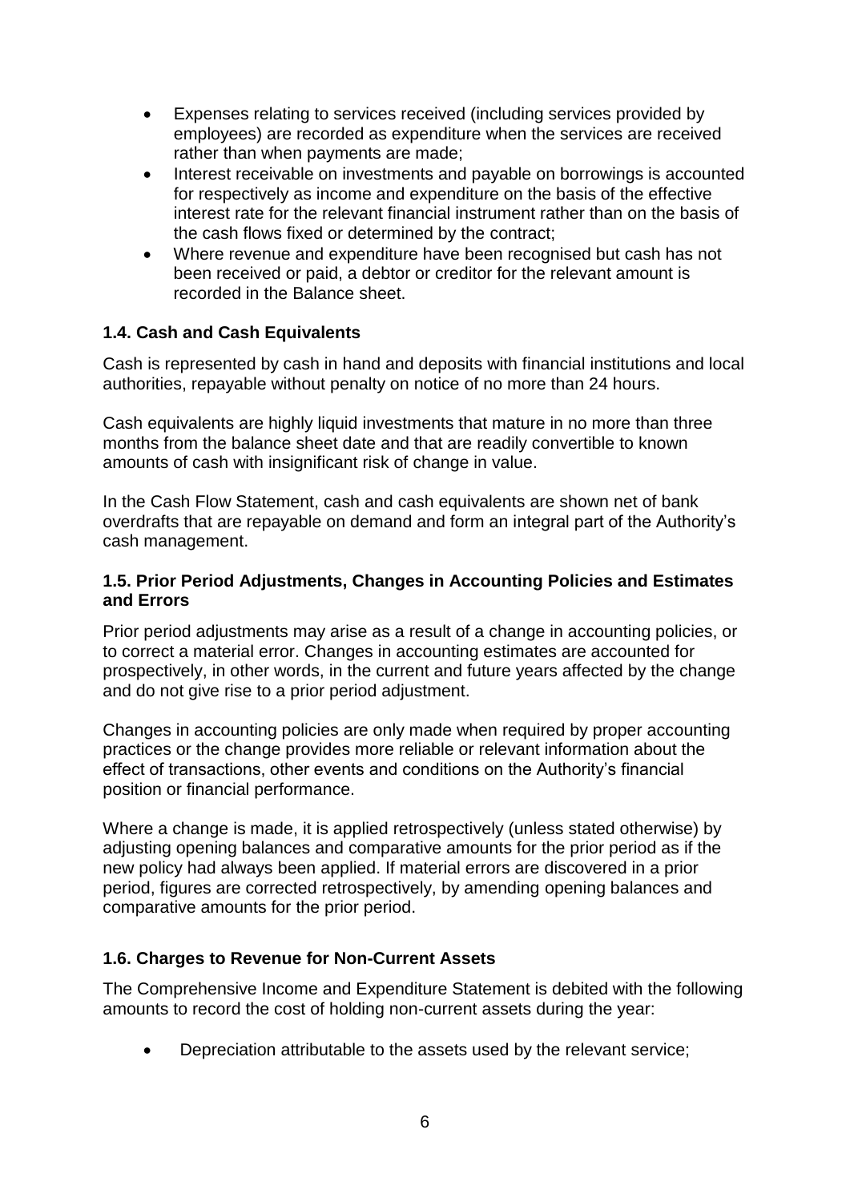- Expenses relating to services received (including services provided by employees) are recorded as expenditure when the services are received rather than when payments are made;
- Interest receivable on investments and payable on borrowings is accounted for respectively as income and expenditure on the basis of the effective interest rate for the relevant financial instrument rather than on the basis of the cash flows fixed or determined by the contract;
- Where revenue and expenditure have been recognised but cash has not been received or paid, a debtor or creditor for the relevant amount is recorded in the Balance sheet.

### 1.4. Cash and Cash Equivalents

Cash is represented by cash in hand and deposits with financial institutions and local authorities, repayable without penalty on notice of no more than 24 hours.

Cash equivalents are highly liquid investments that mature in no more than three months from the balance sheet date and that are readily convertible to known amounts of cash with insignificant risk of change in value.

In the Cash Flow Statement, cash and cash equivalents are shown net of bank overdrafts that are repayable on demand and form an integral part of the Authority's cash management.

### 1.5. Prior Period Adjustments, Changes in Accounting Policies and Estimates and Errors

Prior period adjustments may arise as a result of a change in accounting policies, or to correct a material error. Changes in accounting estimates are accounted for prospectively, in other words, in the current and future years affected by the change and do not give rise to a prior period adjustment.

Changes in accounting policies are only made when required by proper accounting practices or the change provides more reliable or relevant information about the effect of transactions, other events and conditions on the Authority's financial position or financial performance.

Where a change is made, it is applied retrospectively (unless stated otherwise) by adjusting opening balances and comparative amounts for the prior period as if the new policy had always been applied. If material errors are discovered in a prior period, figures are corrected retrospectively, by amending opening balances and comparative amounts for the prior period.

### 1.6. Charges to Revenue for Non-Current Assets

The Comprehensive Income and Expenditure Statement is debited with the following amounts to record the cost of holding non-current assets during the year:

- Depreciation attributable to the assets used by the relevant service;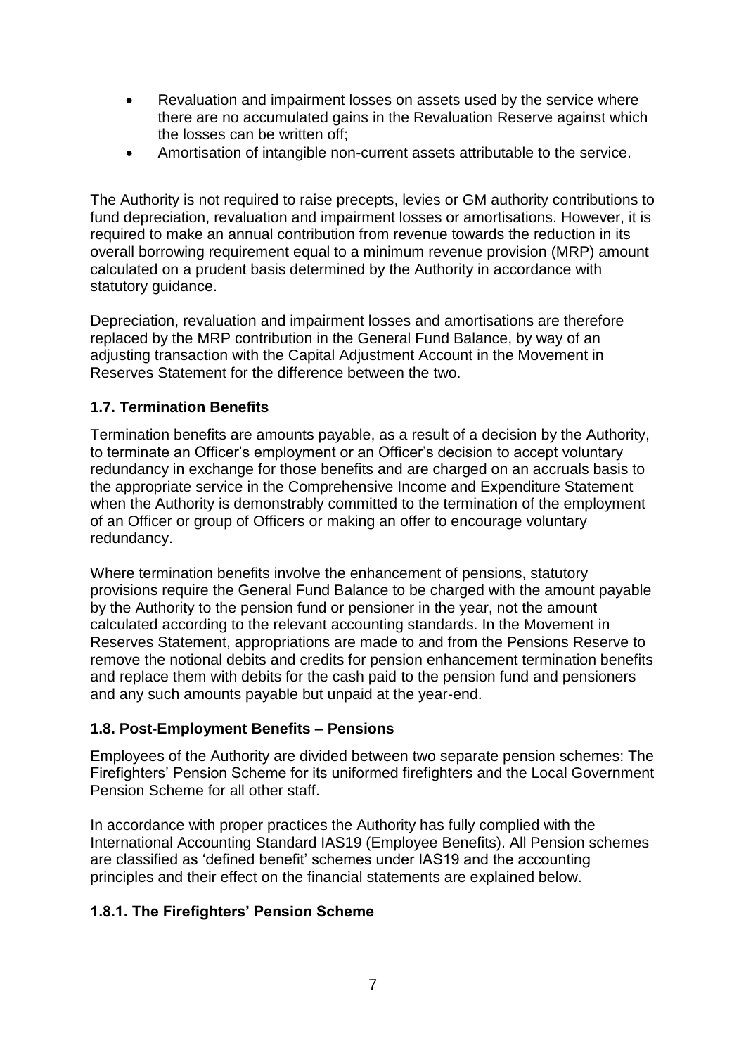- Revaluation and impairment losses on assets used by the service where there are no accumulated gains in the Revaluation Reserve against which the losses can be written off;
- Amortisation of intangible non-current assets attributable to the service.

The Authority is not required to raise precepts, levies or GM authority contributions to fund depreciation, revaluation and impairment losses or amortisations. However, it is required to make an annual contribution from revenue towards the reduction in its overall borrowing requirement equal to a minimum revenue provision (MRP) amount calculated on a prudent basis determined by the Authority in accordance with statutory guidance.

Depreciation, revaluation and impairment losses and amortisations are therefore replaced by the MRP contribution in the General Fund Balance, by way of an adjusting transaction with the Capital Adjustment Account in the Movement in Reserves Statement for the difference between the two.

### 1.7. Termination Benefits

Termination benefits are amounts payable, as a result of a decision by the Authority, to terminate an Officer's employment or an Officer's decision to accept voluntary redundancy in exchange for those benefits and are charged on an accruals basis to the appropriate service in the Comprehensive Income and Expenditure Statement when the Authority is demonstrably committed to the termination of the employment of an Officer or group of Officers or making an offer to encourage voluntary redundancy.

Where termination benefits involve the enhancement of pensions, statutory provisions require the General Fund Balance to be charged with the amount payable by the Authority to the pension fund or pensioner in the year, not the amount calculated according to the relevant accounting standards. In the Movement in Reserves Statement, appropriations are made to and from the Pensions Reserve to remove the notional debits and credits for pension enhancement termination benefits and replace them with debits for the cash paid to the pension fund and pensioners and any such amounts payable but unpaid at the year-end.

### 1.8. Post-Employment Benefits – Pensions

Employees of the Authority are divided between two separate pension schemes: The Firefighters' Pension Scheme for its uniformed firefighters and the Local Government Pension Scheme for all other staff.

In accordance with proper practices the Authority has fully complied with the International Accounting Standard IAS19 (Employee Benefits). All Pension schemes are classified as 'defined benefit' schemes under IAS19 and the accounting principles and their effect on the financial statements are explained below.

#### 1.8.1. The Firefighters' Pension Scheme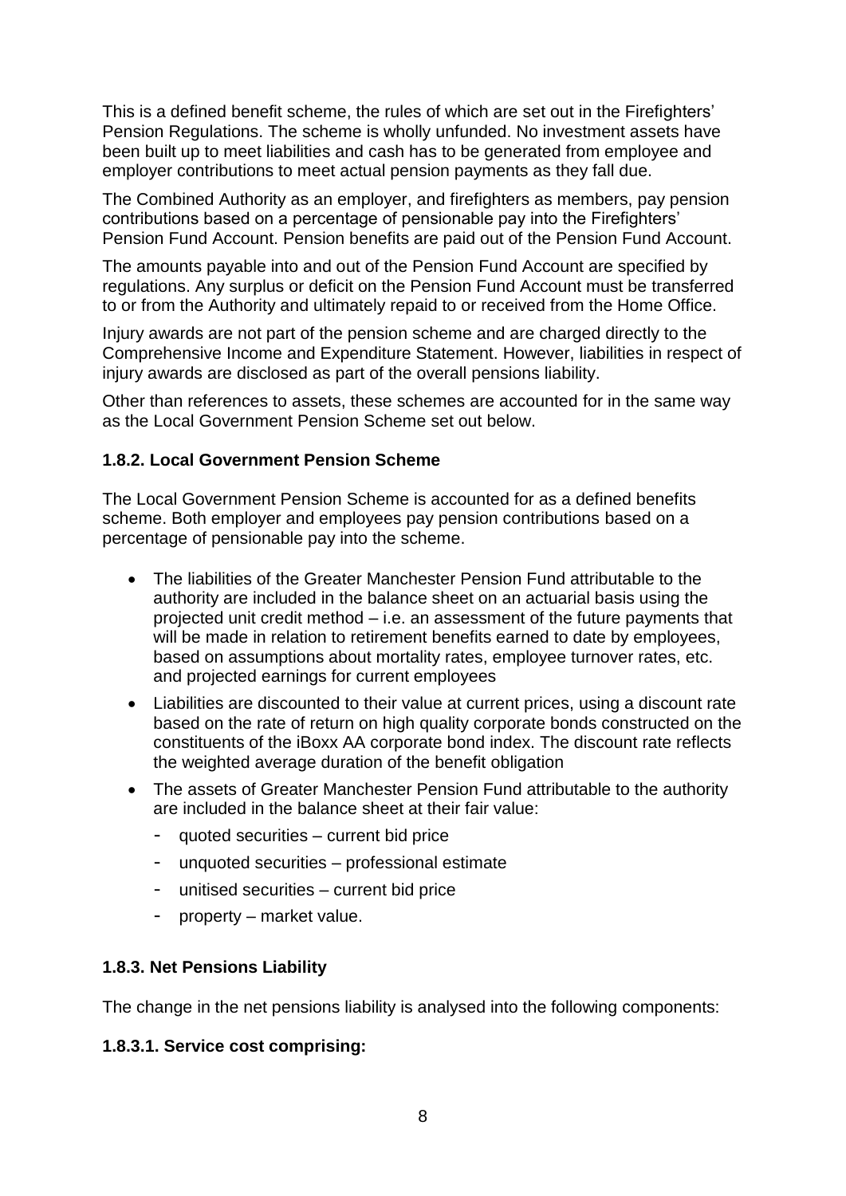This is a defined benefit scheme, the rules of which are set out in the Firefighters' Pension Regulations. The scheme is wholly unfunded. No investment assets have been built up to meet liabilities and cash has to be generated from employee and employer contributions to meet actual pension payments as they fall due.

The Combined Authority as an employer, and firefighters as members, pay pension contributions based on a percentage of pensionable pay into the Firefighters' Pension Fund Account. Pension benefits are paid out of the Pension Fund Account.

The amounts payable into and out of the Pension Fund Account are specified by regulations. Any surplus or deficit on the Pension Fund Account must be transferred to or from the Authority and ultimately repaid to or received from the Home Office.

Injury awards are not part of the pension scheme and are charged directly to the Comprehensive Income and Expenditure Statement. However, liabilities in respect of injury awards are disclosed as part of the overall pensions liability.

Other than references to assets, these schemes are accounted for in the same way as the Local Government Pension Scheme set out below.

### 1.8.2. Local Government Pension Scheme

The Local Government Pension Scheme is accounted for as a defined benefits scheme. Both employer and employees pay pension contributions based on a percentage of pensionable pay into the scheme.

- The liabilities of the Greater Manchester Pension Fund attributable to the authority are included in the balance sheet on an actuarial basis using the projected unit credit method – i.e. an assessment of the future payments that will be made in relation to retirement benefits earned to date by employees, based on assumptions about mortality rates, employee turnover rates, etc. and projected earnings for current employees
- Liabilities are discounted to their value at current prices, using a discount rate based on the rate of return on high quality corporate bonds constructed on the constituents of the iBoxx AA corporate bond index. The discount rate reflects the weighted average duration of the benefit obligation
- The assets of Greater Manchester Pension Fund attributable to the authority are included in the balance sheet at their fair value:
  - quoted securities – current bid price
  - unquoted securities – professional estimate
  - unitised securities – current bid price
  - property – market value.

### 1.8.3. Net Pensions Liability

The change in the net pensions liability is analysed into the following components:

#### 1.8.3.1. Service cost comprising: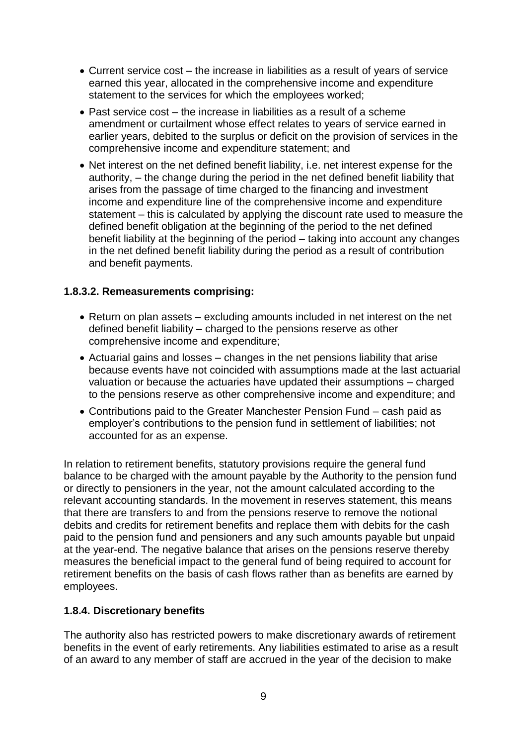- Current service cost – the increase in liabilities as a result of years of service earned this year, allocated in the comprehensive income and expenditure statement to the services for which the employees worked;
- Past service cost – the increase in liabilities as a result of a scheme amendment or curtailment whose effect relates to years of service earned in earlier years, debited to the surplus or deficit on the provision of services in the comprehensive income and expenditure statement; and
- Net interest on the net defined benefit liability, i.e. net interest expense for the authority, – the change during the period in the net defined benefit liability that arises from the passage of time charged to the financing and investment income and expenditure line of the comprehensive income and expenditure statement – this is calculated by applying the discount rate used to measure the defined benefit obligation at the beginning of the period to the net defined benefit liability at the beginning of the period – taking into account any changes in the net defined benefit liability during the period as a result of contribution and benefit payments.

#### 1.8.3.2. Remeasurements comprising:

- Return on plan assets – excluding amounts included in net interest on the net defined benefit liability – charged to the pensions reserve as other comprehensive income and expenditure;
- Actuarial gains and losses – changes in the net pensions liability that arise because events have not coincided with assumptions made at the last actuarial valuation or because the actuaries have updated their assumptions – charged to the pensions reserve as other comprehensive income and expenditure; and
- Contributions paid to the Greater Manchester Pension Fund – cash paid as employer's contributions to the pension fund in settlement of liabilities; not accounted for as an expense.

In relation to retirement benefits, statutory provisions require the general fund balance to be charged with the amount payable by the Authority to the pension fund or directly to pensioners in the year, not the amount calculated according to the relevant accounting standards. In the movement in reserves statement, this means that there are transfers to and from the pensions reserve to remove the notional debits and credits for retirement benefits and replace them with debits for the cash paid to the pension fund and pensioners and any such amounts payable but unpaid at the year-end. The negative balance that arises on the pensions reserve thereby measures the beneficial impact to the general fund of being required to account for retirement benefits on the basis of cash flows rather than as benefits are earned by employees.

### 1.8.4. Discretionary benefits

The authority also has restricted powers to make discretionary awards of retirement benefits in the event of early retirements. Any liabilities estimated to arise as a result of an award to any member of staff are accrued in the year of the decision to make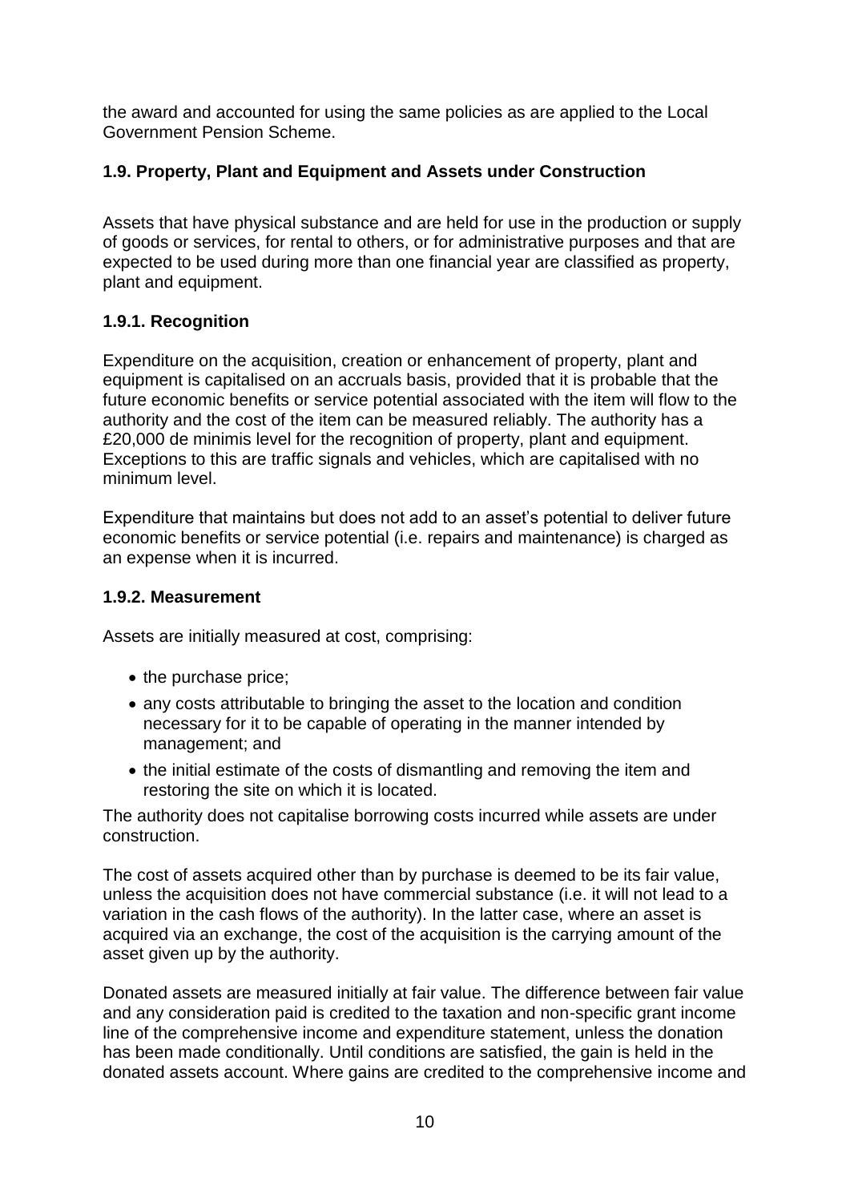the award and accounted for using the same policies as are applied to the Local Government Pension Scheme.

### 1.9. Property, Plant and Equipment and Assets under Construction

Assets that have physical substance and are held for use in the production or supply of goods or services, for rental to others, or for administrative purposes and that are expected to be used during more than one financial year are classified as property, plant and equipment.

#### 1.9.1. Recognition

Expenditure on the acquisition, creation or enhancement of property, plant and equipment is capitalised on an accruals basis, provided that it is probable that the future economic benefits or service potential associated with the item will flow to the authority and the cost of the item can be measured reliably. The authority has a £20,000 de minimis level for the recognition of property, plant and equipment. Exceptions to this are traffic signals and vehicles, which are capitalised with no minimum level.

Expenditure that maintains but does not add to an asset's potential to deliver future economic benefits or service potential (i.e. repairs and maintenance) is charged as an expense when it is incurred.

#### 1.9.2. Measurement

Assets are initially measured at cost, comprising:

- the purchase price;
- any costs attributable to bringing the asset to the location and condition necessary for it to be capable of operating in the manner intended by management; and
- the initial estimate of the costs of dismantling and removing the item and restoring the site on which it is located.

The authority does not capitalise borrowing costs incurred while assets are under construction.

The cost of assets acquired other than by purchase is deemed to be its fair value, unless the acquisition does not have commercial substance (i.e. it will not lead to a variation in the cash flows of the authority). In the latter case, where an asset is acquired via an exchange, the cost of the acquisition is the carrying amount of the asset given up by the authority.

Donated assets are measured initially at fair value. The difference between fair value and any consideration paid is credited to the taxation and non-specific grant income line of the comprehensive income and expenditure statement, unless the donation has been made conditionally. Until conditions are satisfied, the gain is held in the donated assets account. Where gains are credited to the comprehensive income and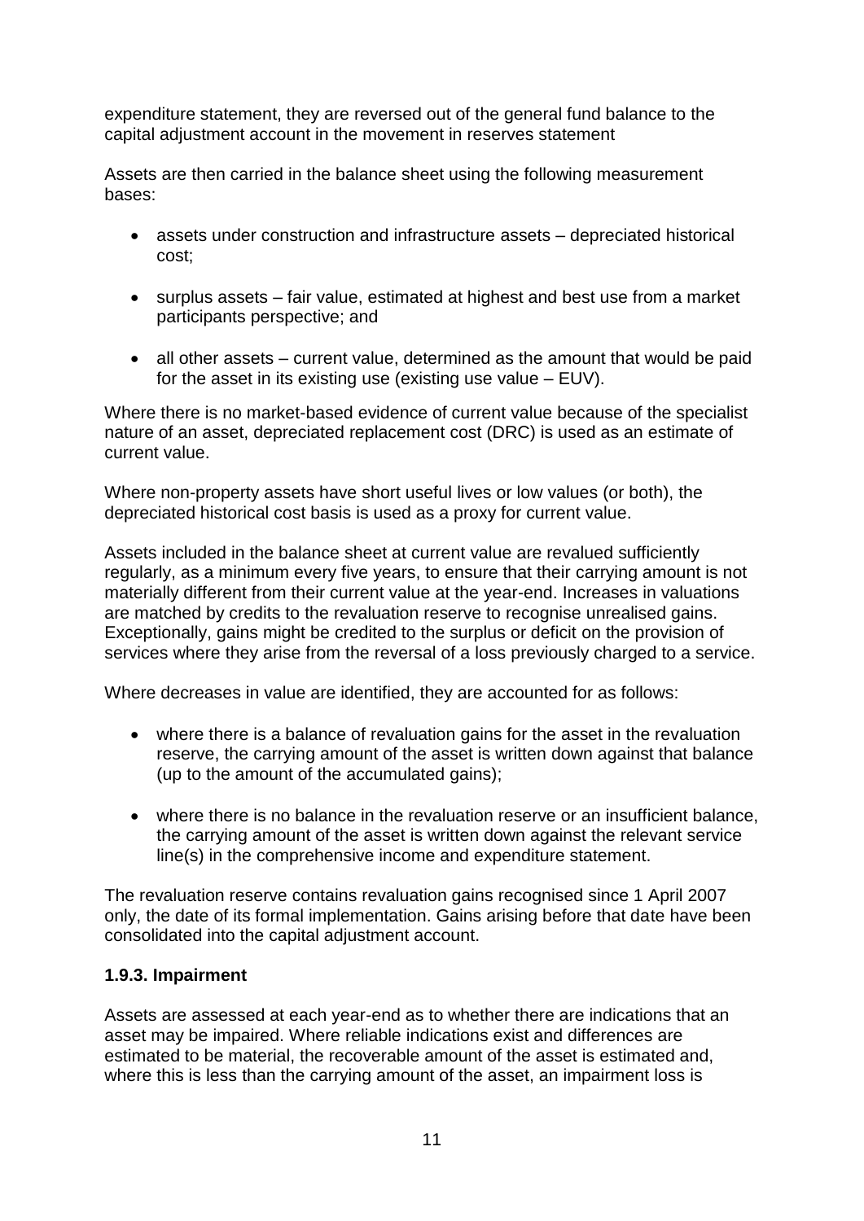expenditure statement, they are reversed out of the general fund balance to the capital adjustment account in the movement in reserves statement

Assets are then carried in the balance sheet using the following measurement bases:

- assets under construction and infrastructure assets – depreciated historical cost;
- surplus assets – fair value, estimated at highest and best use from a market participants perspective; and
- all other assets – current value, determined as the amount that would be paid for the asset in its existing use (existing use value – EUV).

Where there is no market-based evidence of current value because of the specialist nature of an asset, depreciated replacement cost (DRC) is used as an estimate of current value.

Where non-property assets have short useful lives or low values (or both), the depreciated historical cost basis is used as a proxy for current value.

Assets included in the balance sheet at current value are revalued sufficiently regularly, as a minimum every five years, to ensure that their carrying amount is not materially different from their current value at the year-end. Increases in valuations are matched by credits to the revaluation reserve to recognise unrealised gains. Exceptionally, gains might be credited to the surplus or deficit on the provision of services where they arise from the reversal of a loss previously charged to a service.

Where decreases in value are identified, they are accounted for as follows:

- where there is a balance of revaluation gains for the asset in the revaluation reserve, the carrying amount of the asset is written down against that balance (up to the amount of the accumulated gains);
- where there is no balance in the revaluation reserve or an insufficient balance, the carrying amount of the asset is written down against the relevant service line(s) in the comprehensive income and expenditure statement.

The revaluation reserve contains revaluation gains recognised since 1 April 2007 only, the date of its formal implementation. Gains arising before that date have been consolidated into the capital adjustment account.

### 1.9.3. Impairment

Assets are assessed at each year-end as to whether there are indications that an asset may be impaired. Where reliable indications exist and differences are estimated to be material, the recoverable amount of the asset is estimated and, where this is less than the carrying amount of the asset, an impairment loss is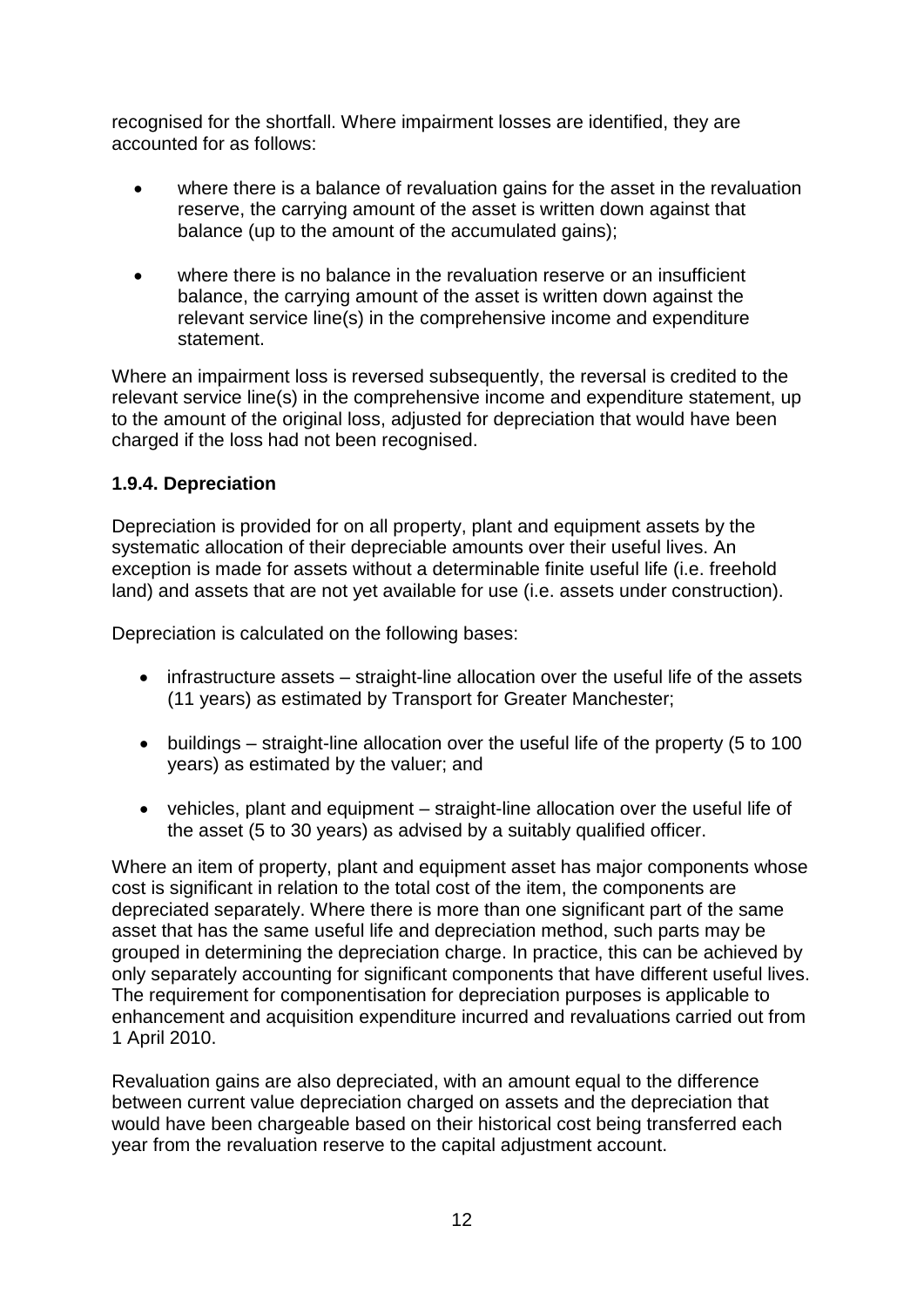recognised for the shortfall. Where impairment losses are identified, they are accounted for as follows:

- where there is a balance of revaluation gains for the asset in the revaluation reserve, the carrying amount of the asset is written down against that balance (up to the amount of the accumulated gains);

- where there is no balance in the revaluation reserve or an insufficient balance, the carrying amount of the asset is written down against the relevant service line(s) in the comprehensive income and expenditure statement.

Where an impairment loss is reversed subsequently, the reversal is credited to the relevant service line(s) in the comprehensive income and expenditure statement, up to the amount of the original loss, adjusted for depreciation that would have been charged if the loss had not been recognised.

### 1.9.4. Depreciation

Depreciation is provided for on all property, plant and equipment assets by the systematic allocation of their depreciable amounts over their useful lives. An exception is made for assets without a determinable finite useful life (i.e. freehold land) and assets that are not yet available for use (i.e. assets under construction).

Depreciation is calculated on the following bases:

- infrastructure assets – straight-line allocation over the useful life of the assets (11 years) as estimated by Transport for Greater Manchester;

- buildings – straight-line allocation over the useful life of the property (5 to 100 years) as estimated by the valuer; and

- vehicles, plant and equipment – straight-line allocation over the useful life of the asset (5 to 30 years) as advised by a suitably qualified officer.

Where an item of property, plant and equipment asset has major components whose cost is significant in relation to the total cost of the item, the components are depreciated separately. Where there is more than one significant part of the same asset that has the same useful life and depreciation method, such parts may be grouped in determining the depreciation charge. In practice, this can be achieved by only separately accounting for significant components that have different useful lives. The requirement for componentisation for depreciation purposes is applicable to enhancement and acquisition expenditure incurred and revaluations carried out from 1 April 2010.

Revaluation gains are also depreciated, with an amount equal to the difference between current value depreciation charged on assets and the depreciation that would have been chargeable based on their historical cost being transferred each year from the revaluation reserve to the capital adjustment account.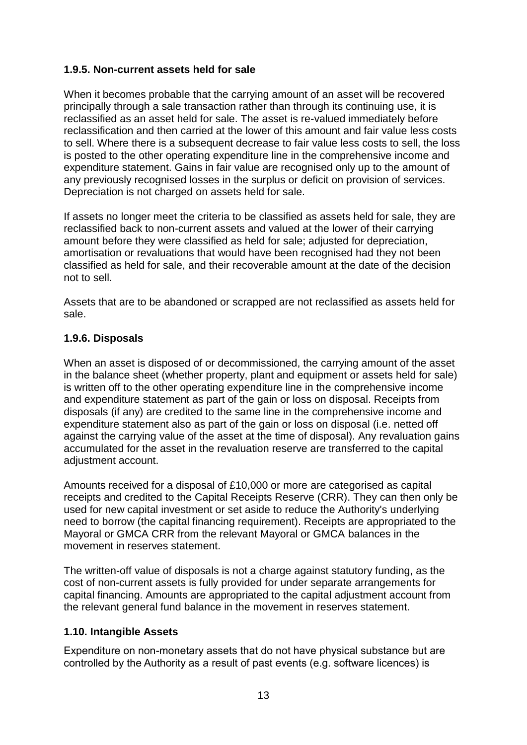#### 1.9.5. Non-current assets held for sale

When it becomes probable that the carrying amount of an asset will be recovered principally through a sale transaction rather than through its continuing use, it is reclassified as an asset held for sale. The asset is re-valued immediately before reclassification and then carried at the lower of this amount and fair value less costs to sell. Where there is a subsequent decrease to fair value less costs to sell, the loss is posted to the other operating expenditure line in the comprehensive income and expenditure statement. Gains in fair value are recognised only up to the amount of any previously recognised losses in the surplus or deficit on provision of services. Depreciation is not charged on assets held for sale.

If assets no longer meet the criteria to be classified as assets held for sale, they are reclassified back to non-current assets and valued at the lower of their carrying amount before they were classified as held for sale; adjusted for depreciation, amortisation or revaluations that would have been recognised had they not been classified as held for sale, and their recoverable amount at the date of the decision not to sell.

Assets that are to be abandoned or scrapped are not reclassified as assets held for sale.

#### 1.9.6. Disposals

When an asset is disposed of or decommissioned, the carrying amount of the asset in the balance sheet (whether property, plant and equipment or assets held for sale) is written off to the other operating expenditure line in the comprehensive income and expenditure statement as part of the gain or loss on disposal. Receipts from disposals (if any) are credited to the same line in the comprehensive income and expenditure statement also as part of the gain or loss on disposal (i.e. netted off against the carrying value of the asset at the time of disposal). Any revaluation gains accumulated for the asset in the revaluation reserve are transferred to the capital adjustment account.

Amounts received for a disposal of £10,000 or more are categorised as capital receipts and credited to the Capital Receipts Reserve (CRR). They can then only be used for new capital investment or set aside to reduce the Authority's underlying need to borrow (the capital financing requirement). Receipts are appropriated to the Mayoral or GMCA CRR from the relevant Mayoral or GMCA balances in the movement in reserves statement.

The written-off value of disposals is not a charge against statutory funding, as the cost of non-current assets is fully provided for under separate arrangements for capital financing. Amounts are appropriated to the capital adjustment account from the relevant general fund balance in the movement in reserves statement.

### 1.10. Intangible Assets

Expenditure on non-monetary assets that do not have physical substance but are controlled by the Authority as a result of past events (e.g. software licences) is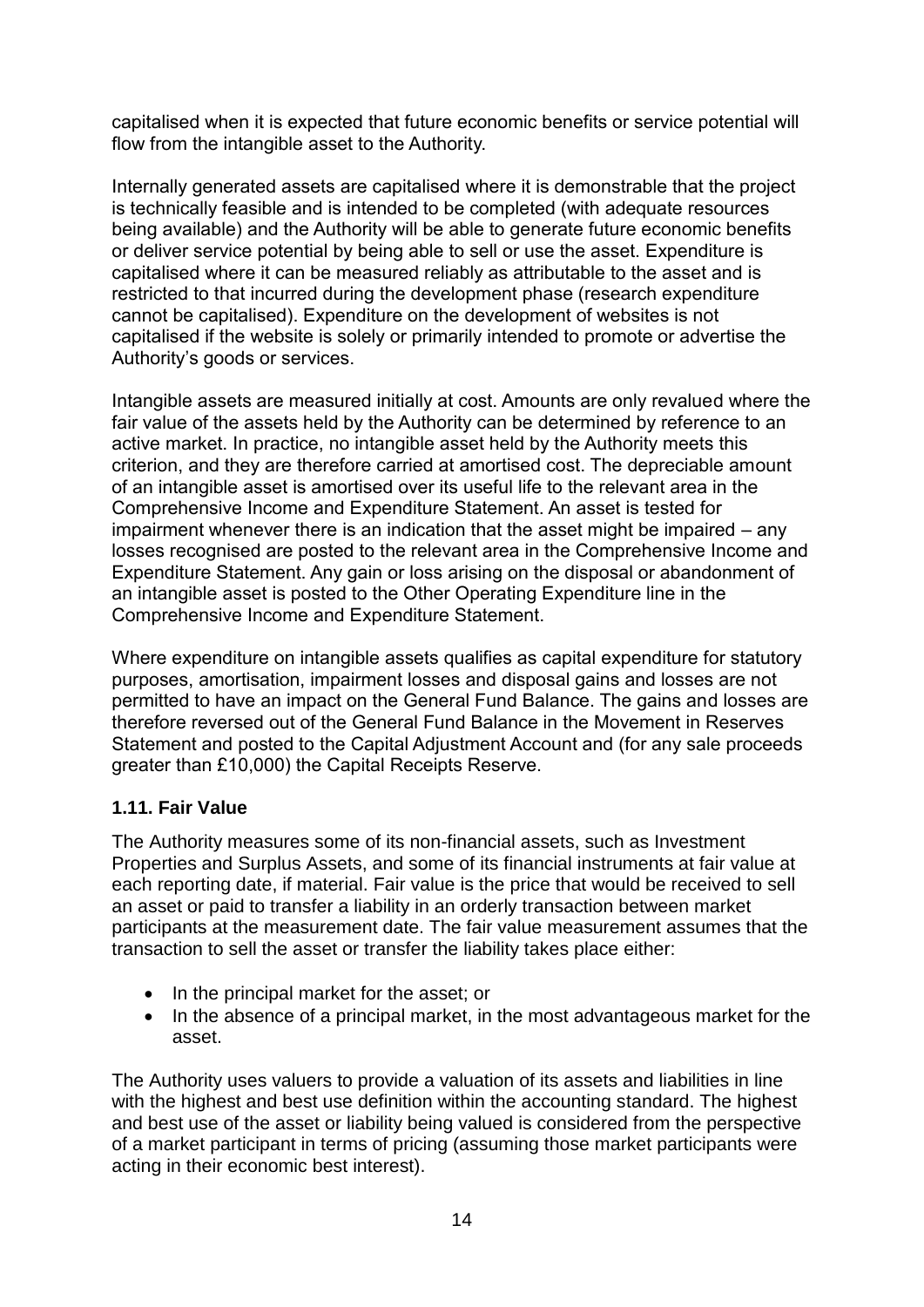capitalised when it is expected that future economic benefits or service potential will flow from the intangible asset to the Authority.

Internally generated assets are capitalised where it is demonstrable that the project is technically feasible and is intended to be completed (with adequate resources being available) and the Authority will be able to generate future economic benefits or deliver service potential by being able to sell or use the asset. Expenditure is capitalised where it can be measured reliably as attributable to the asset and is restricted to that incurred during the development phase (research expenditure cannot be capitalised). Expenditure on the development of websites is not capitalised if the website is solely or primarily intended to promote or advertise the Authority's goods or services.

Intangible assets are measured initially at cost. Amounts are only revalued where the fair value of the assets held by the Authority can be determined by reference to an active market. In practice, no intangible asset held by the Authority meets this criterion, and they are therefore carried at amortised cost. The depreciable amount of an intangible asset is amortised over its useful life to the relevant area in the Comprehensive Income and Expenditure Statement. An asset is tested for impairment whenever there is an indication that the asset might be impaired – any losses recognised are posted to the relevant area in the Comprehensive Income and Expenditure Statement. Any gain or loss arising on the disposal or abandonment of an intangible asset is posted to the Other Operating Expenditure line in the Comprehensive Income and Expenditure Statement.

Where expenditure on intangible assets qualifies as capital expenditure for statutory purposes, amortisation, impairment losses and disposal gains and losses are not permitted to have an impact on the General Fund Balance. The gains and losses are therefore reversed out of the General Fund Balance in the Movement in Reserves Statement and posted to the Capital Adjustment Account and (for any sale proceeds greater than £10,000) the Capital Receipts Reserve.

### 1.11. Fair Value

The Authority measures some of its non-financial assets, such as Investment Properties and Surplus Assets, and some of its financial instruments at fair value at each reporting date, if material. Fair value is the price that would be received to sell an asset or paid to transfer a liability in an orderly transaction between market participants at the measurement date. The fair value measurement assumes that the transaction to sell the asset or transfer the liability takes place either:

- In the principal market for the asset; or
- In the absence of a principal market, in the most advantageous market for the asset.

The Authority uses valuers to provide a valuation of its assets and liabilities in line with the highest and best use definition within the accounting standard. The highest and best use of the asset or liability being valued is considered from the perspective of a market participant in terms of pricing (assuming those market participants were acting in their economic best interest).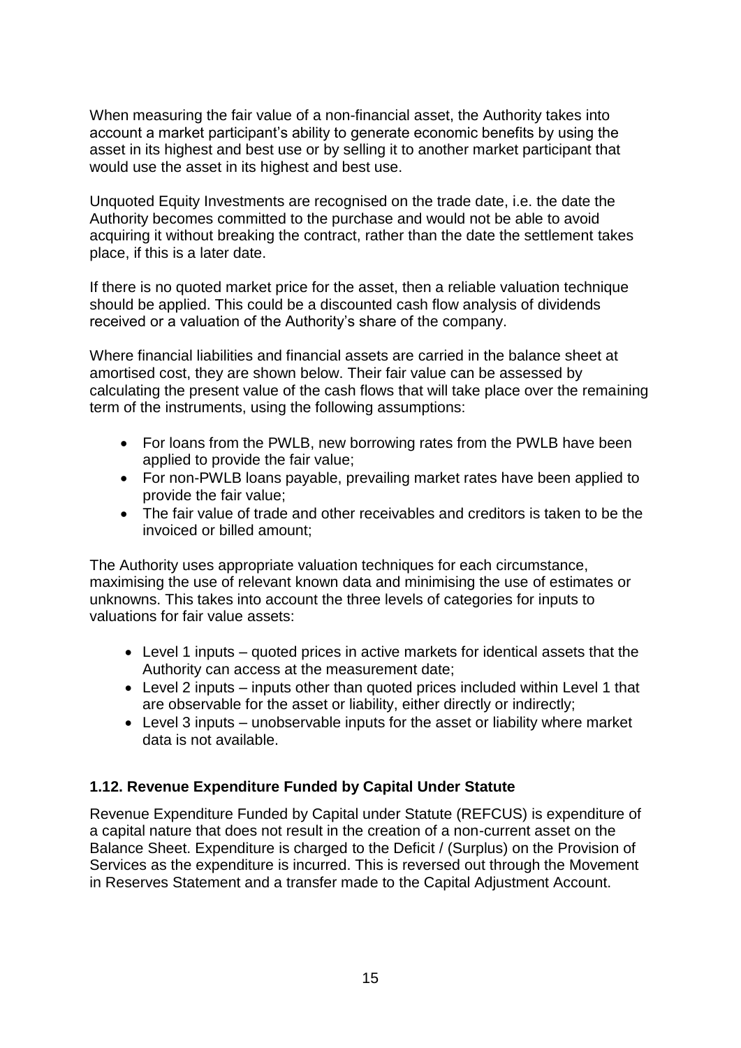When measuring the fair value of a non-financial asset, the Authority takes into account a market participant's ability to generate economic benefits by using the asset in its highest and best use or by selling it to another market participant that would use the asset in its highest and best use.

Unquoted Equity Investments are recognised on the trade date, i.e. the date the Authority becomes committed to the purchase and would not be able to avoid acquiring it without breaking the contract, rather than the date the settlement takes place, if this is a later date.

If there is no quoted market price for the asset, then a reliable valuation technique should be applied. This could be a discounted cash flow analysis of dividends received or a valuation of the Authority's share of the company.

Where financial liabilities and financial assets are carried in the balance sheet at amortised cost, they are shown below. Their fair value can be assessed by calculating the present value of the cash flows that will take place over the remaining term of the instruments, using the following assumptions:

- For loans from the PWLB, new borrowing rates from the PWLB have been applied to provide the fair value;
- For non-PWLB loans payable, prevailing market rates have been applied to provide the fair value;
- The fair value of trade and other receivables and creditors is taken to be the invoiced or billed amount;

The Authority uses appropriate valuation techniques for each circumstance, maximising the use of relevant known data and minimising the use of estimates or unknowns. This takes into account the three levels of categories for inputs to valuations for fair value assets:

- Level 1 inputs – quoted prices in active markets for identical assets that the Authority can access at the measurement date;
- Level 2 inputs – inputs other than quoted prices included within Level 1 that are observable for the asset or liability, either directly or indirectly;
- Level 3 inputs – unobservable inputs for the asset or liability where market data is not available.

### 1.12. Revenue Expenditure Funded by Capital Under Statute

Revenue Expenditure Funded by Capital under Statute (REFCUS) is expenditure of a capital nature that does not result in the creation of a non-current asset on the Balance Sheet. Expenditure is charged to the Deficit / (Surplus) on the Provision of Services as the expenditure is incurred. This is reversed out through the Movement in Reserves Statement and a transfer made to the Capital Adjustment Account.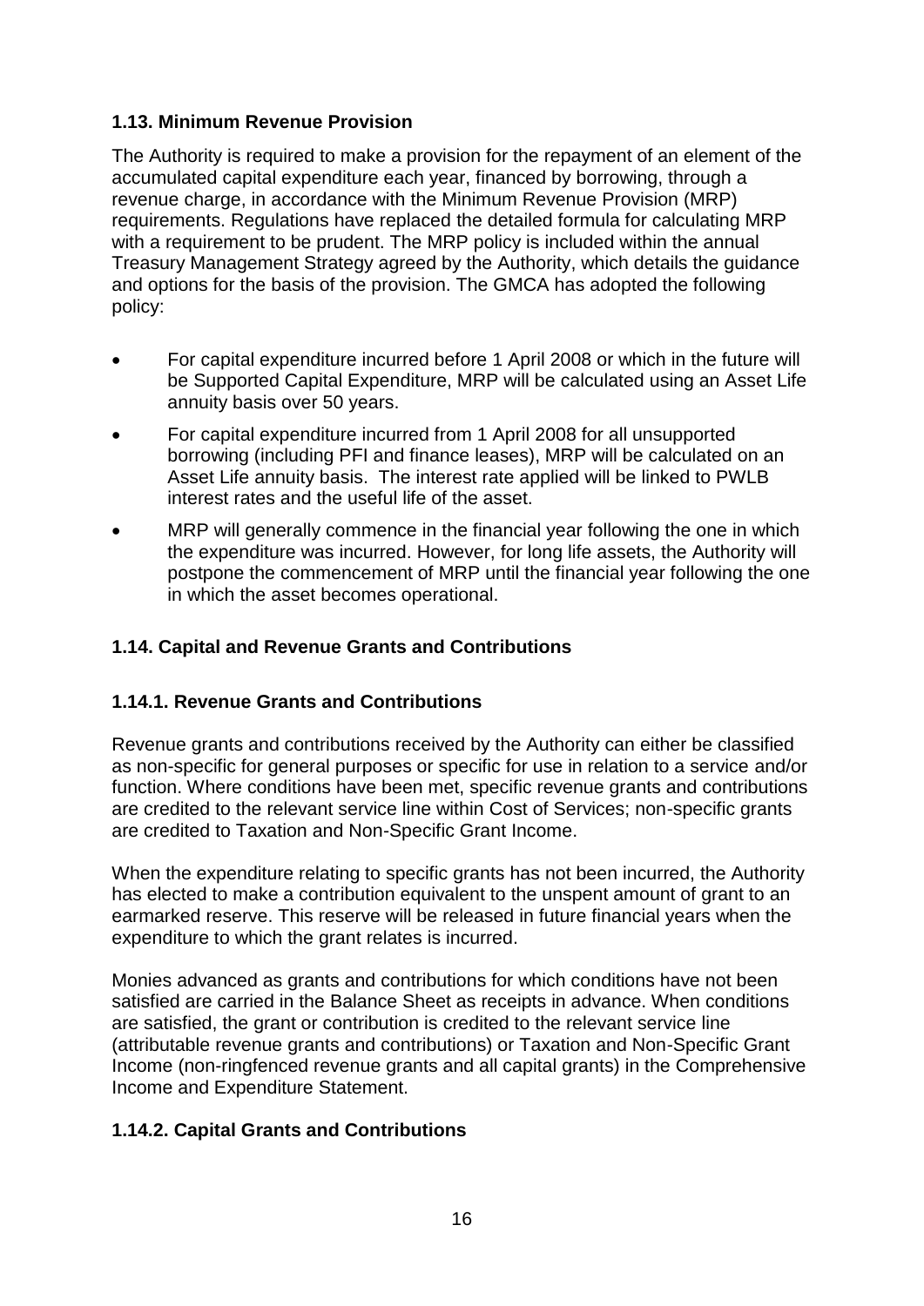### 1.13. Minimum Revenue Provision

The Authority is required to make a provision for the repayment of an element of the accumulated capital expenditure each year, financed by borrowing, through a revenue charge, in accordance with the Minimum Revenue Provision (MRP) requirements. Regulations have replaced the detailed formula for calculating MRP with a requirement to be prudent. The MRP policy is included within the annual Treasury Management Strategy agreed by the Authority, which details the guidance and options for the basis of the provision. The GMCA has adopted the following policy:

- For capital expenditure incurred before 1 April 2008 or which in the future will be Supported Capital Expenditure, MRP will be calculated using an Asset Life annuity basis over 50 years.
- For capital expenditure incurred from 1 April 2008 for all unsupported borrowing (including PFI and finance leases), MRP will be calculated on an Asset Life annuity basis. The interest rate applied will be linked to PWLB interest rates and the useful life of the asset.
- MRP will generally commence in the financial year following the one in which the expenditure was incurred. However, for long life assets, the Authority will postpone the commencement of MRP until the financial year following the one in which the asset becomes operational.

### 1.14. Capital and Revenue Grants and Contributions

#### 1.14.1. Revenue Grants and Contributions

Revenue grants and contributions received by the Authority can either be classified as non-specific for general purposes or specific for use in relation to a service and/or function. Where conditions have been met, specific revenue grants and contributions are credited to the relevant service line within Cost of Services; non-specific grants are credited to Taxation and Non-Specific Grant Income.

When the expenditure relating to specific grants has not been incurred, the Authority has elected to make a contribution equivalent to the unspent amount of grant to an earmarked reserve. This reserve will be released in future financial years when the expenditure to which the grant relates is incurred.

Monies advanced as grants and contributions for which conditions have not been satisfied are carried in the Balance Sheet as receipts in advance. When conditions are satisfied, the grant or contribution is credited to the relevant service line (attributable revenue grants and contributions) or Taxation and Non-Specific Grant Income (non-ringfenced revenue grants and all capital grants) in the Comprehensive Income and Expenditure Statement.

#### 1.14.2. Capital Grants and Contributions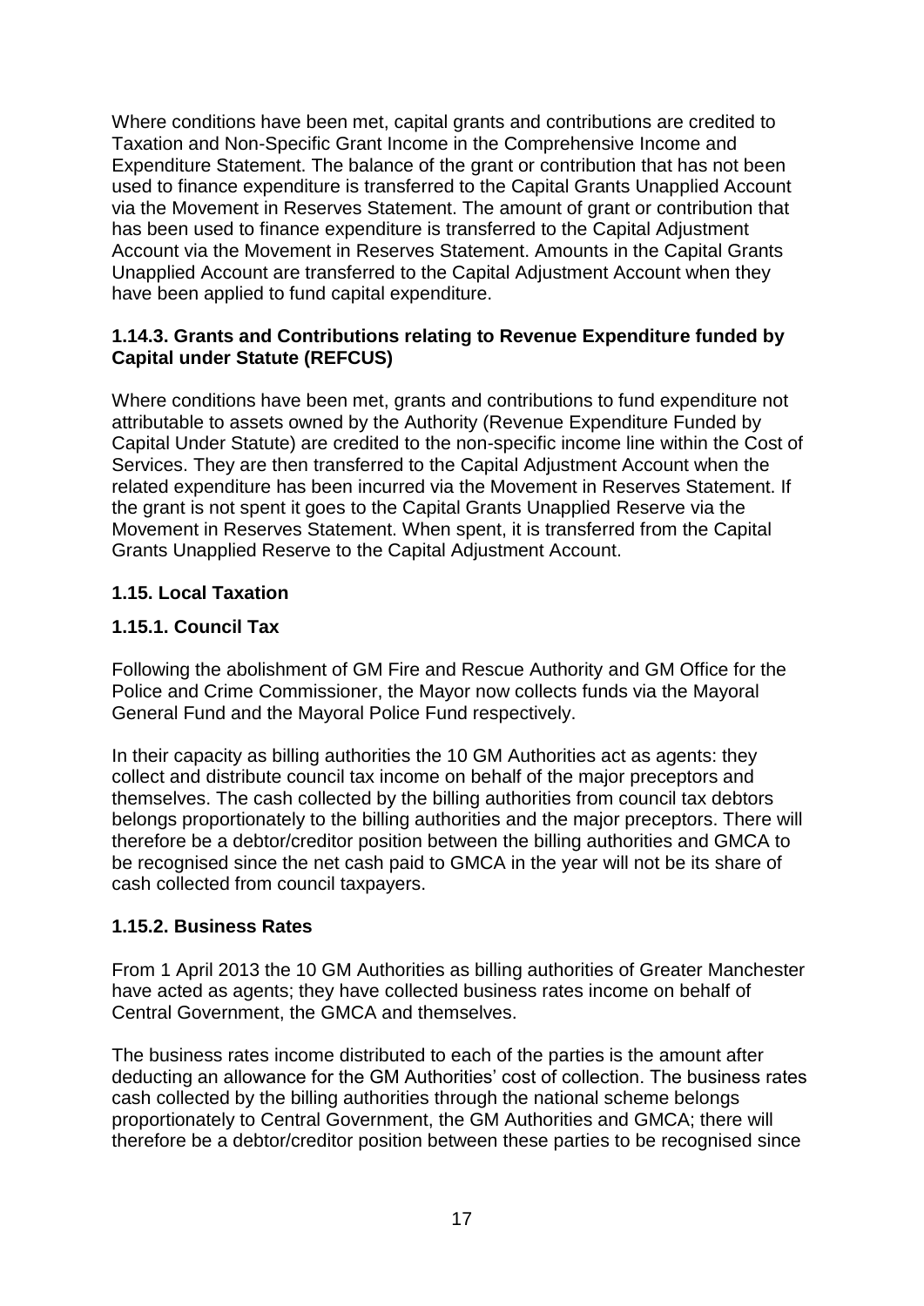Where conditions have been met, capital grants and contributions are credited to Taxation and Non-Specific Grant Income in the Comprehensive Income and Expenditure Statement. The balance of the grant or contribution that has not been used to finance expenditure is transferred to the Capital Grants Unapplied Account via the Movement in Reserves Statement. The amount of grant or contribution that has been used to finance expenditure is transferred to the Capital Adjustment Account via the Movement in Reserves Statement. Amounts in the Capital Grants Unapplied Account are transferred to the Capital Adjustment Account when they have been applied to fund capital expenditure.

### 1.14.3. Grants and Contributions relating to Revenue Expenditure funded by Capital under Statute (REFCUS)

Where conditions have been met, grants and contributions to fund expenditure not attributable to assets owned by the Authority (Revenue Expenditure Funded by Capital Under Statute) are credited to the non-specific income line within the Cost of Services. They are then transferred to the Capital Adjustment Account when the related expenditure has been incurred via the Movement in Reserves Statement. If the grant is not spent it goes to the Capital Grants Unapplied Reserve via the Movement in Reserves Statement. When spent, it is transferred from the Capital Grants Unapplied Reserve to the Capital Adjustment Account.

## 1.15. Local Taxation

### 1.15.1. Council Tax

Following the abolishment of GM Fire and Rescue Authority and GM Office for the Police and Crime Commissioner, the Mayor now collects funds via the Mayoral General Fund and the Mayoral Police Fund respectively.

In their capacity as billing authorities the 10 GM Authorities act as agents: they collect and distribute council tax income on behalf of the major preceptors and themselves. The cash collected by the billing authorities from council tax debtors belongs proportionately to the billing authorities and the major preceptors. There will therefore be a debtor/creditor position between the billing authorities and GMCA to be recognised since the net cash paid to GMCA in the year will not be its share of cash collected from council taxpayers.

### 1.15.2. Business Rates

From 1 April 2013 the 10 GM Authorities as billing authorities of Greater Manchester have acted as agents; they have collected business rates income on behalf of Central Government, the GMCA and themselves.

The business rates income distributed to each of the parties is the amount after deducting an allowance for the GM Authorities' cost of collection. The business rates cash collected by the billing authorities through the national scheme belongs proportionately to Central Government, the GM Authorities and GMCA; there will therefore be a debtor/creditor position between these parties to be recognised since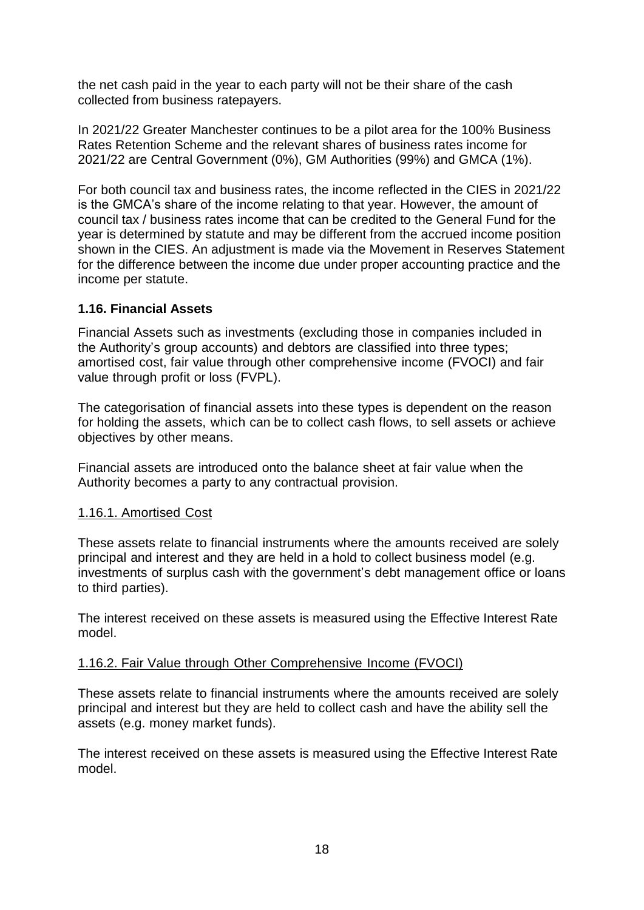the net cash paid in the year to each party will not be their share of the cash collected from business ratepayers.

In 2021/22 Greater Manchester continues to be a pilot area for the 100% Business Rates Retention Scheme and the relevant shares of business rates income for 2021/22 are Central Government (0%), GM Authorities (99%) and GMCA (1%).

For both council tax and business rates, the income reflected in the CIES in 2021/22 is the GMCA's share of the income relating to that year. However, the amount of council tax / business rates income that can be credited to the General Fund for the year is determined by statute and may be different from the accrued income position shown in the CIES. An adjustment is made via the Movement in Reserves Statement for the difference between the income due under proper accounting practice and the income per statute.

### 1.16. Financial Assets

Financial Assets such as investments (excluding those in companies included in the Authority's group accounts) and debtors are classified into three types; amortised cost, fair value through other comprehensive income (FVOCI) and fair value through profit or loss (FVPL).

The categorisation of financial assets into these types is dependent on the reason for holding the assets, which can be to collect cash flows, to sell assets or achieve objectives by other means.

Financial assets are introduced onto the balance sheet at fair value when the Authority becomes a party to any contractual provision.

#### 1.16.1. Amortised Cost

These assets relate to financial instruments where the amounts received are solely principal and interest and they are held in a hold to collect business model (e.g. investments of surplus cash with the government's debt management office or loans to third parties).

The interest received on these assets is measured using the Effective Interest Rate model.

#### 1.16.2. Fair Value through Other Comprehensive Income (FVOCI)

These assets relate to financial instruments where the amounts received are solely principal and interest but they are held to collect cash and have the ability sell the assets (e.g. money market funds).

The interest received on these assets is measured using the Effective Interest Rate model.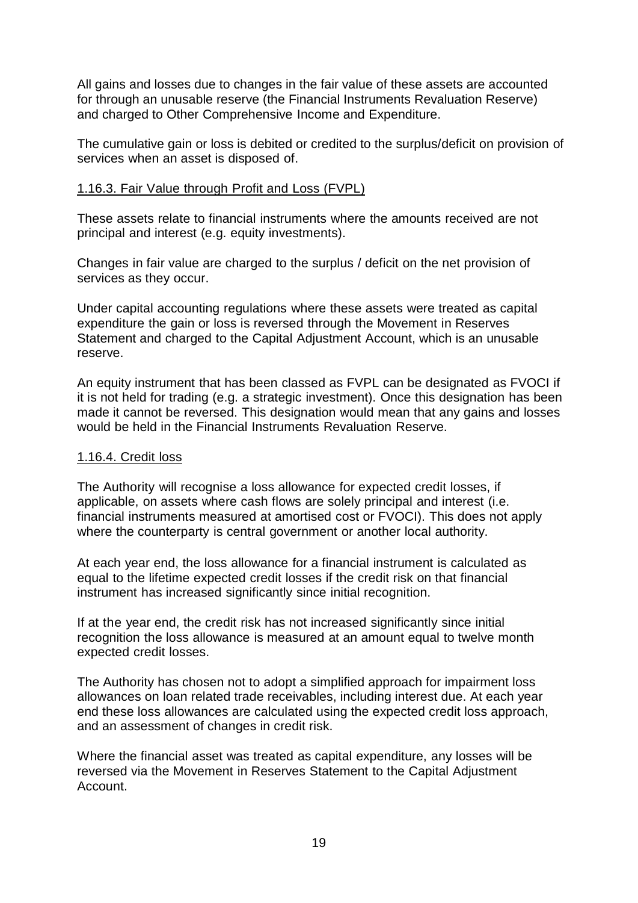All gains and losses due to changes in the fair value of these assets are accounted for through an unusable reserve (the Financial Instruments Revaluation Reserve) and charged to Other Comprehensive Income and Expenditure.

The cumulative gain or loss is debited or credited to the surplus/deficit on provision of services when an asset is disposed of.

#### 1.16.3. Fair Value through Profit and Loss (FVPL)

These assets relate to financial instruments where the amounts received are not principal and interest (e.g. equity investments).

Changes in fair value are charged to the surplus / deficit on the net provision of services as they occur.

Under capital accounting regulations where these assets were treated as capital expenditure the gain or loss is reversed through the Movement in Reserves Statement and charged to the Capital Adjustment Account, which is an unusable reserve.

An equity instrument that has been classed as FVPL can be designated as FVOCI if it is not held for trading (e.g. a strategic investment). Once this designation has been made it cannot be reversed. This designation would mean that any gains and losses would be held in the Financial Instruments Revaluation Reserve.

#### 1.16.4. Credit loss

The Authority will recognise a loss allowance for expected credit losses, if applicable, on assets where cash flows are solely principal and interest (i.e. financial instruments measured at amortised cost or FVOCI). This does not apply where the counterparty is central government or another local authority.

At each year end, the loss allowance for a financial instrument is calculated as equal to the lifetime expected credit losses if the credit risk on that financial instrument has increased significantly since initial recognition.

If at the year end, the credit risk has not increased significantly since initial recognition the loss allowance is measured at an amount equal to twelve month expected credit losses.

The Authority has chosen not to adopt a simplified approach for impairment loss allowances on loan related trade receivables, including interest due. At each year end these loss allowances are calculated using the expected credit loss approach, and an assessment of changes in credit risk.

Where the financial asset was treated as capital expenditure, any losses will be reversed via the Movement in Reserves Statement to the Capital Adjustment Account.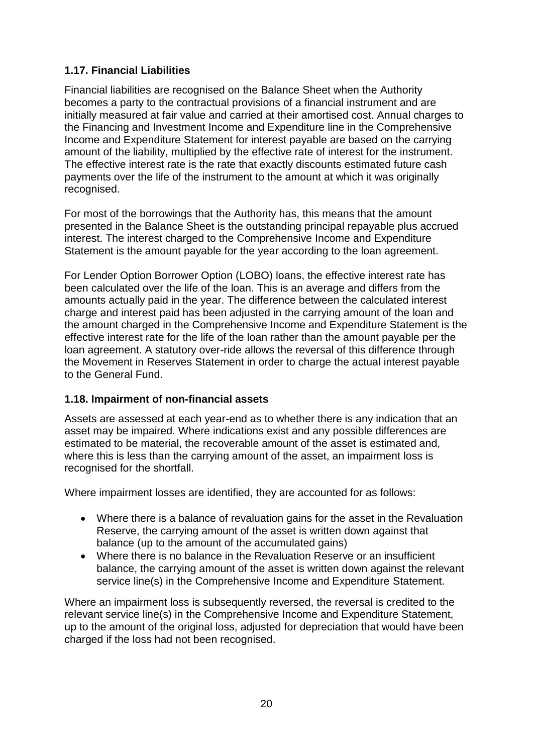### 1.17. Financial Liabilities

Financial liabilities are recognised on the Balance Sheet when the Authority becomes a party to the contractual provisions of a financial instrument and are initially measured at fair value and carried at their amortised cost. Annual charges to the Financing and Investment Income and Expenditure line in the Comprehensive Income and Expenditure Statement for interest payable are based on the carrying amount of the liability, multiplied by the effective rate of interest for the instrument. The effective interest rate is the rate that exactly discounts estimated future cash payments over the life of the instrument to the amount at which it was originally recognised.

For most of the borrowings that the Authority has, this means that the amount presented in the Balance Sheet is the outstanding principal repayable plus accrued interest. The interest charged to the Comprehensive Income and Expenditure Statement is the amount payable for the year according to the loan agreement.

For Lender Option Borrower Option (LOBO) loans, the effective interest rate has been calculated over the life of the loan. This is an average and differs from the amounts actually paid in the year. The difference between the calculated interest charge and interest paid has been adjusted in the carrying amount of the loan and the amount charged in the Comprehensive Income and Expenditure Statement is the effective interest rate for the life of the loan rather than the amount payable per the loan agreement. A statutory over-ride allows the reversal of this difference through the Movement in Reserves Statement in order to charge the actual interest payable to the General Fund.

### 1.18. Impairment of non-financial assets

Assets are assessed at each year-end as to whether there is any indication that an asset may be impaired. Where indications exist and any possible differences are estimated to be material, the recoverable amount of the asset is estimated and, where this is less than the carrying amount of the asset, an impairment loss is recognised for the shortfall.

Where impairment losses are identified, they are accounted for as follows:

- Where there is a balance of revaluation gains for the asset in the Revaluation Reserve, the carrying amount of the asset is written down against that balance (up to the amount of the accumulated gains)
- Where there is no balance in the Revaluation Reserve or an insufficient balance, the carrying amount of the asset is written down against the relevant service line(s) in the Comprehensive Income and Expenditure Statement.

Where an impairment loss is subsequently reversed, the reversal is credited to the relevant service line(s) in the Comprehensive Income and Expenditure Statement, up to the amount of the original loss, adjusted for depreciation that would have been charged if the loss had not been recognised.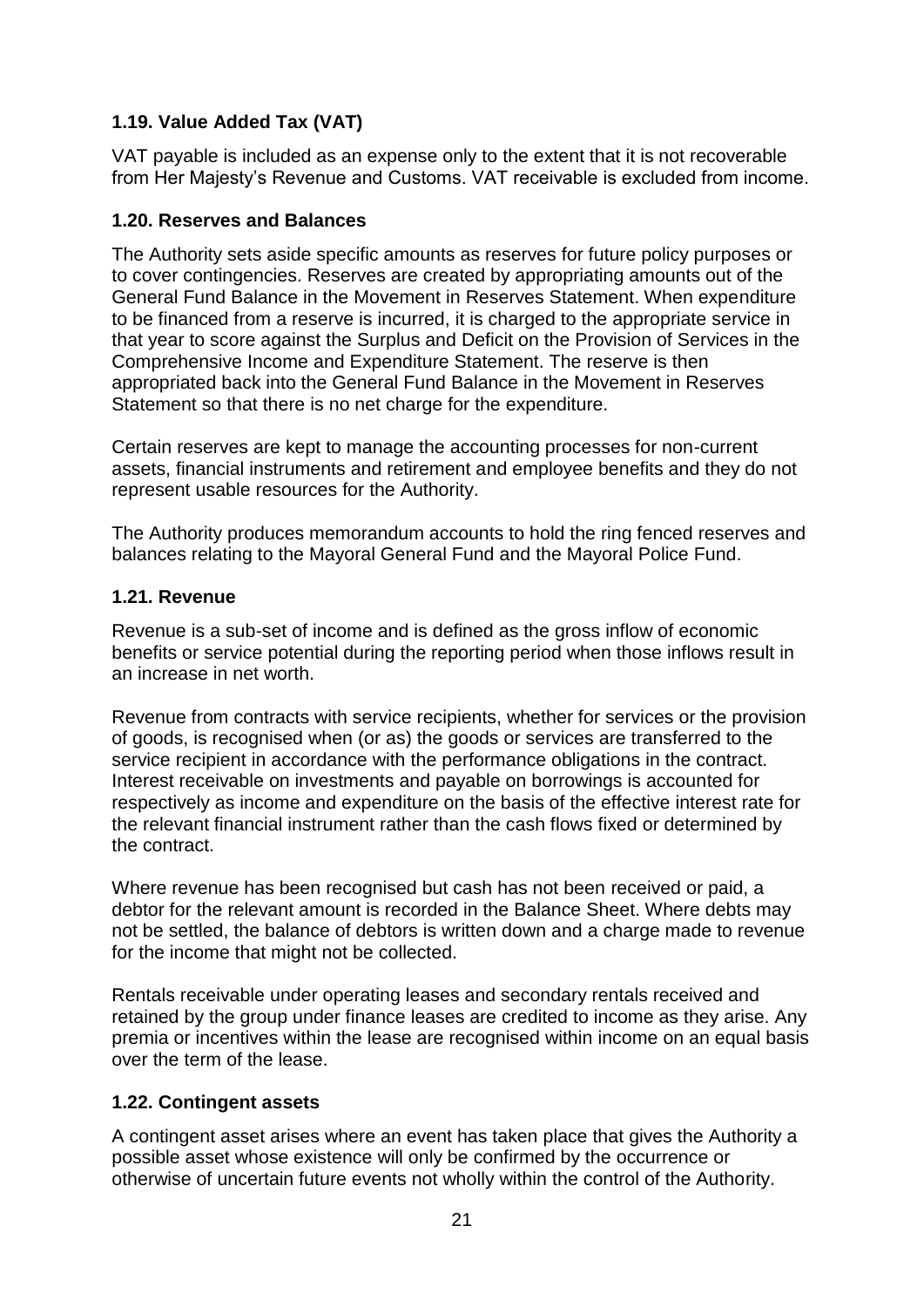### 1.19. Value Added Tax (VAT)

VAT payable is included as an expense only to the extent that it is not recoverable from Her Majesty's Revenue and Customs. VAT receivable is excluded from income.

### 1.20. Reserves and Balances

The Authority sets aside specific amounts as reserves for future policy purposes or to cover contingencies. Reserves are created by appropriating amounts out of the General Fund Balance in the Movement in Reserves Statement. When expenditure to be financed from a reserve is incurred, it is charged to the appropriate service in that year to score against the Surplus and Deficit on the Provision of Services in the Comprehensive Income and Expenditure Statement. The reserve is then appropriated back into the General Fund Balance in the Movement in Reserves Statement so that there is no net charge for the expenditure.

Certain reserves are kept to manage the accounting processes for non-current assets, financial instruments and retirement and employee benefits and they do not represent usable resources for the Authority.

The Authority produces memorandum accounts to hold the ring fenced reserves and balances relating to the Mayoral General Fund and the Mayoral Police Fund.

### 1.21. Revenue

Revenue is a sub-set of income and is defined as the gross inflow of economic benefits or service potential during the reporting period when those inflows result in an increase in net worth.

Revenue from contracts with service recipients, whether for services or the provision of goods, is recognised when (or as) the goods or services are transferred to the service recipient in accordance with the performance obligations in the contract. Interest receivable on investments and payable on borrowings is accounted for respectively as income and expenditure on the basis of the effective interest rate for the relevant financial instrument rather than the cash flows fixed or determined by the contract.

Where revenue has been recognised but cash has not been received or paid, a debtor for the relevant amount is recorded in the Balance Sheet. Where debts may not be settled, the balance of debtors is written down and a charge made to revenue for the income that might not be collected.

Rentals receivable under operating leases and secondary rentals received and retained by the group under finance leases are credited to income as they arise. Any premia or incentives within the lease are recognised within income on an equal basis over the term of the lease.

### 1.22. Contingent assets

A contingent asset arises where an event has taken place that gives the Authority a possible asset whose existence will only be confirmed by the occurrence or otherwise of uncertain future events not wholly within the control of the Authority.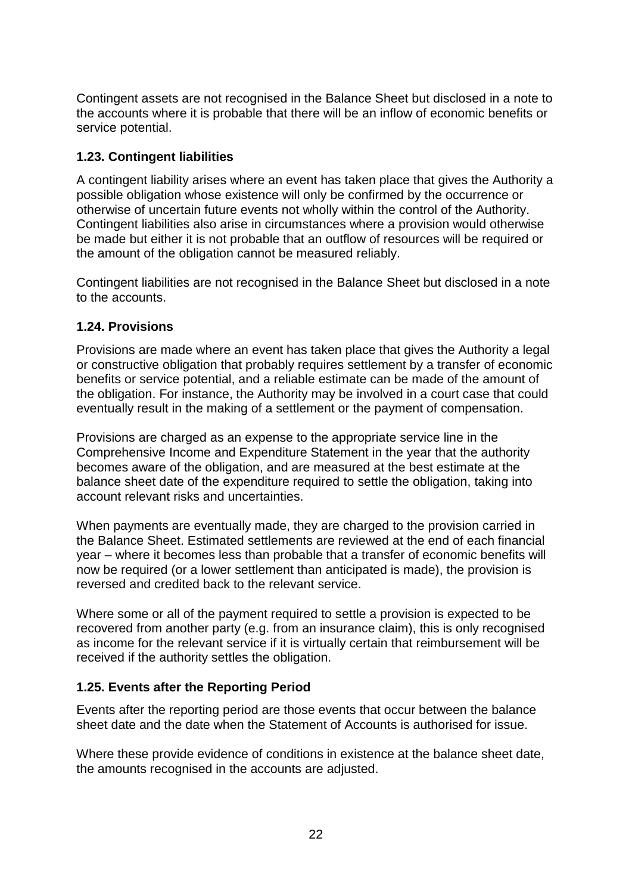Contingent assets are not recognised in the Balance Sheet but disclosed in a note to the accounts where it is probable that there will be an inflow of economic benefits or service potential.

### 1.23. Contingent liabilities

A contingent liability arises where an event has taken place that gives the Authority a possible obligation whose existence will only be confirmed by the occurrence or otherwise of uncertain future events not wholly within the control of the Authority. Contingent liabilities also arise in circumstances where a provision would otherwise be made but either it is not probable that an outflow of resources will be required or the amount of the obligation cannot be measured reliably.

Contingent liabilities are not recognised in the Balance Sheet but disclosed in a note to the accounts.

### 1.24. Provisions

Provisions are made where an event has taken place that gives the Authority a legal or constructive obligation that probably requires settlement by a transfer of economic benefits or service potential, and a reliable estimate can be made of the amount of the obligation. For instance, the Authority may be involved in a court case that could eventually result in the making of a settlement or the payment of compensation.

Provisions are charged as an expense to the appropriate service line in the Comprehensive Income and Expenditure Statement in the year that the authority becomes aware of the obligation, and are measured at the best estimate at the balance sheet date of the expenditure required to settle the obligation, taking into account relevant risks and uncertainties.

When payments are eventually made, they are charged to the provision carried in the Balance Sheet. Estimated settlements are reviewed at the end of each financial year – where it becomes less than probable that a transfer of economic benefits will now be required (or a lower settlement than anticipated is made), the provision is reversed and credited back to the relevant service.

Where some or all of the payment required to settle a provision is expected to be recovered from another party (e.g. from an insurance claim), this is only recognised as income for the relevant service if it is virtually certain that reimbursement will be received if the authority settles the obligation.

### 1.25. Events after the Reporting Period

Events after the reporting period are those events that occur between the balance sheet date and the date when the Statement of Accounts is authorised for issue.

Where these provide evidence of conditions in existence at the balance sheet date, the amounts recognised in the accounts are adjusted.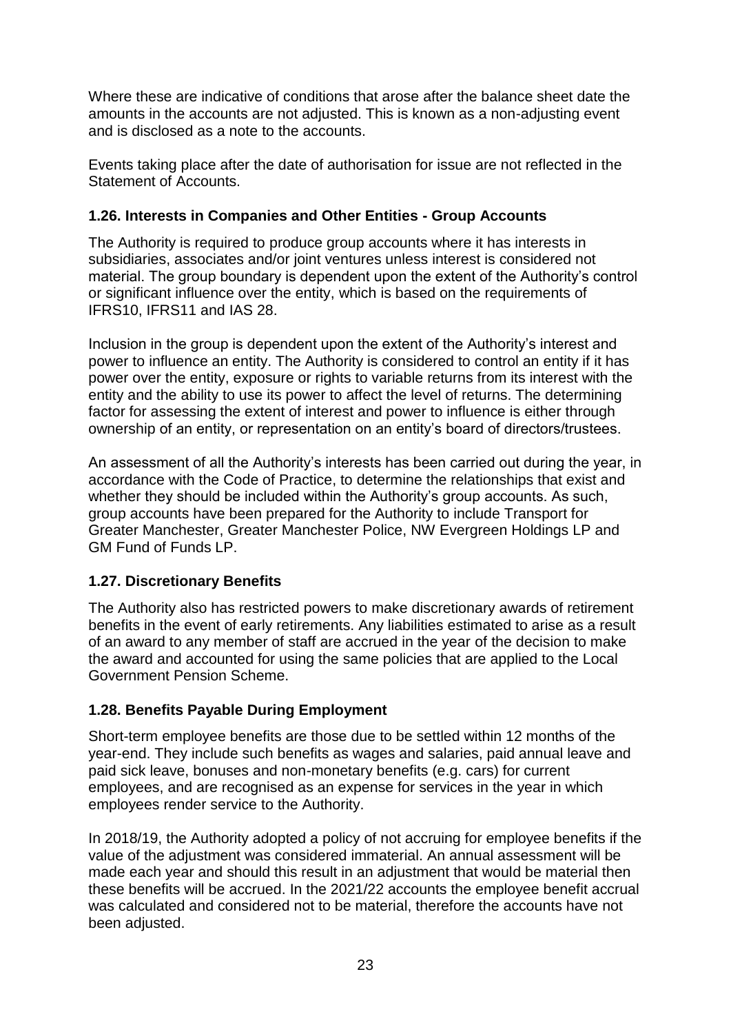Where these are indicative of conditions that arose after the balance sheet date the amounts in the accounts are not adjusted. This is known as a non-adjusting event and is disclosed as a note to the accounts.

Events taking place after the date of authorisation for issue are not reflected in the Statement of Accounts.

### 1.26. Interests in Companies and Other Entities - Group Accounts

The Authority is required to produce group accounts where it has interests in subsidiaries, associates and/or joint ventures unless interest is considered not material. The group boundary is dependent upon the extent of the Authority's control or significant influence over the entity, which is based on the requirements of IFRS10, IFRS11 and IAS 28.

Inclusion in the group is dependent upon the extent of the Authority's interest and power to influence an entity. The Authority is considered to control an entity if it has power over the entity, exposure or rights to variable returns from its interest with the entity and the ability to use its power to affect the level of returns. The determining factor for assessing the extent of interest and power to influence is either through ownership of an entity, or representation on an entity's board of directors/trustees.

An assessment of all the Authority's interests has been carried out during the year, in accordance with the Code of Practice, to determine the relationships that exist and whether they should be included within the Authority's group accounts. As such, group accounts have been prepared for the Authority to include Transport for Greater Manchester, Greater Manchester Police, NW Evergreen Holdings LP and GM Fund of Funds LP.

### 1.27. Discretionary Benefits

The Authority also has restricted powers to make discretionary awards of retirement benefits in the event of early retirements. Any liabilities estimated to arise as a result of an award to any member of staff are accrued in the year of the decision to make the award and accounted for using the same policies that are applied to the Local Government Pension Scheme.

### 1.28. Benefits Payable During Employment

Short-term employee benefits are those due to be settled within 12 months of the year-end. They include such benefits as wages and salaries, paid annual leave and paid sick leave, bonuses and non-monetary benefits (e.g. cars) for current employees, and are recognised as an expense for services in the year in which employees render service to the Authority.

In 2018/19, the Authority adopted a policy of not accruing for employee benefits if the value of the adjustment was considered immaterial. An annual assessment will be made each year and should this result in an adjustment that would be material then these benefits will be accrued. In the 2021/22 accounts the employee benefit accrual was calculated and considered not to be material, therefore the accounts have not been adjusted.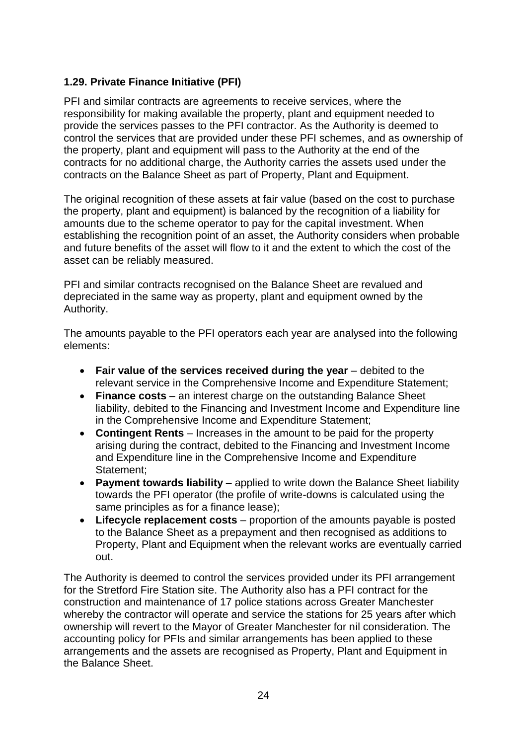### 1.29. Private Finance Initiative (PFI)

PFI and similar contracts are agreements to receive services, where the responsibility for making available the property, plant and equipment needed to provide the services passes to the PFI contractor. As the Authority is deemed to control the services that are provided under these PFI schemes, and as ownership of the property, plant and equipment will pass to the Authority at the end of the contracts for no additional charge, the Authority carries the assets used under the contracts on the Balance Sheet as part of Property, Plant and Equipment.

The original recognition of these assets at fair value (based on the cost to purchase the property, plant and equipment) is balanced by the recognition of a liability for amounts due to the scheme operator to pay for the capital investment. When establishing the recognition point of an asset, the Authority considers when probable and future benefits of the asset will flow to it and the extent to which the cost of the asset can be reliably measured.

PFI and similar contracts recognised on the Balance Sheet are revalued and depreciated in the same way as property, plant and equipment owned by the Authority.

The amounts payable to the PFI operators each year are analysed into the following elements:

- **Fair value of the services received during the year** – debited to the relevant service in the Comprehensive Income and Expenditure Statement;
- **Finance costs** – an interest charge on the outstanding Balance Sheet liability, debited to the Financing and Investment Income and Expenditure line in the Comprehensive Income and Expenditure Statement;
- **Contingent Rents** – Increases in the amount to be paid for the property arising during the contract, debited to the Financing and Investment Income and Expenditure line in the Comprehensive Income and Expenditure Statement;
- **Payment towards liability** – applied to write down the Balance Sheet liability towards the PFI operator (the profile of write-downs is calculated using the same principles as for a finance lease);
- **Lifecycle replacement costs** – proportion of the amounts payable is posted to the Balance Sheet as a prepayment and then recognised as additions to Property, Plant and Equipment when the relevant works are eventually carried out.

The Authority is deemed to control the services provided under its PFI arrangement for the Stretford Fire Station site. The Authority also has a PFI contract for the construction and maintenance of 17 police stations across Greater Manchester whereby the contractor will operate and service the stations for 25 years after which ownership will revert to the Mayor of Greater Manchester for nil consideration. The accounting policy for PFIs and similar arrangements has been applied to these arrangements and the assets are recognised as Property, Plant and Equipment in the Balance Sheet.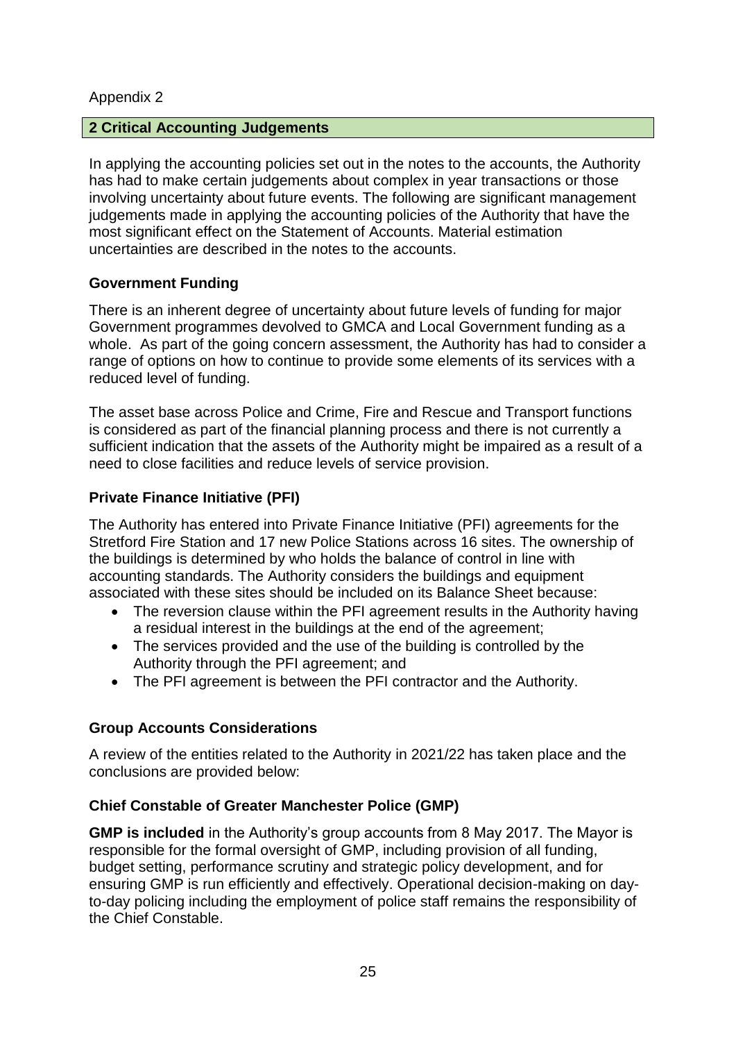Appendix 2

## 2 Critical Accounting Judgements

In applying the accounting policies set out in the notes to the accounts, the Authority has had to make certain judgements about complex in year transactions or those involving uncertainty about future events. The following are significant management judgements made in applying the accounting policies of the Authority that have the most significant effect on the Statement of Accounts. Material estimation uncertainties are described in the notes to the accounts.

### Government Funding

There is an inherent degree of uncertainty about future levels of funding for major Government programmes devolved to GMCA and Local Government funding as a whole. As part of the going concern assessment, the Authority has had to consider a range of options on how to continue to provide some elements of its services with a reduced level of funding.

The asset base across Police and Crime, Fire and Rescue and Transport functions is considered as part of the financial planning process and there is not currently a sufficient indication that the assets of the Authority might be impaired as a result of a need to close facilities and reduce levels of service provision.

### Private Finance Initiative (PFI)

The Authority has entered into Private Finance Initiative (PFI) agreements for the Stretford Fire Station and 17 new Police Stations across 16 sites. The ownership of the buildings is determined by who holds the balance of control in line with accounting standards. The Authority considers the buildings and equipment associated with these sites should be included on its Balance Sheet because:

- The reversion clause within the PFI agreement results in the Authority having a residual interest in the buildings at the end of the agreement;
- The services provided and the use of the building is controlled by the Authority through the PFI agreement; and
- The PFI agreement is between the PFI contractor and the Authority.

### Group Accounts Considerations

A review of the entities related to the Authority in 2021/22 has taken place and the conclusions are provided below:

### Chief Constable of Greater Manchester Police (GMP)

**GMP is included** in the Authority's group accounts from 8 May 2017. The Mayor is responsible for the formal oversight of GMP, including provision of all funding, budget setting, performance scrutiny and strategic policy development, and for ensuring GMP is run efficiently and effectively. Operational decision-making on day-to-day policing including the employment of police staff remains the responsibility of the Chief Constable.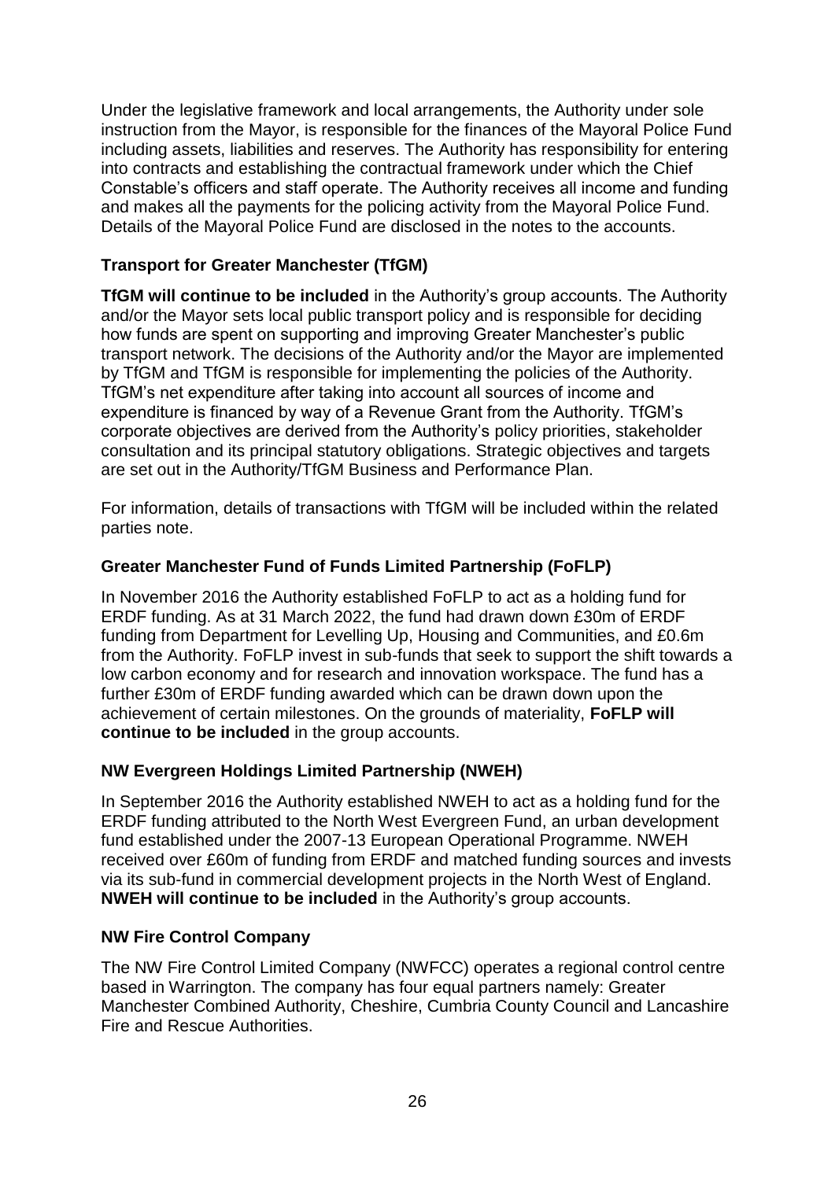Under the legislative framework and local arrangements, the Authority under sole instruction from the Mayor, is responsible for the finances of the Mayoral Police Fund including assets, liabilities and reserves. The Authority has responsibility for entering into contracts and establishing the contractual framework under which the Chief Constable's officers and staff operate. The Authority receives all income and funding and makes all the payments for the policing activity from the Mayoral Police Fund. Details of the Mayoral Police Fund are disclosed in the notes to the accounts.

### Transport for Greater Manchester (TfGM)

**TfGM will continue to be included** in the Authority's group accounts. The Authority and/or the Mayor sets local public transport policy and is responsible for deciding how funds are spent on supporting and improving Greater Manchester's public transport network. The decisions of the Authority and/or the Mayor are implemented by TfGM and TfGM is responsible for implementing the policies of the Authority. TfGM's net expenditure after taking into account all sources of income and expenditure is financed by way of a Revenue Grant from the Authority. TfGM's corporate objectives are derived from the Authority's policy priorities, stakeholder consultation and its principal statutory obligations. Strategic objectives and targets are set out in the Authority/TfGM Business and Performance Plan.

For information, details of transactions with TfGM will be included within the related parties note.

### Greater Manchester Fund of Funds Limited Partnership (FoFLP)

In November 2016 the Authority established FoFLP to act as a holding fund for ERDF funding. As at 31 March 2022, the fund had drawn down £30m of ERDF funding from Department for Levelling Up, Housing and Communities, and £0.6m from the Authority. FoFLP invest in sub-funds that seek to support the shift towards a low carbon economy and for research and innovation workspace. The fund has a further £30m of ERDF funding awarded which can be drawn down upon the achievement of certain milestones. On the grounds of materiality, **FoFLP will continue to be included** in the group accounts.

### NW Evergreen Holdings Limited Partnership (NWEH)

In September 2016 the Authority established NWEH to act as a holding fund for the ERDF funding attributed to the North West Evergreen Fund, an urban development fund established under the 2007-13 European Operational Programme. NWEH received over £60m of funding from ERDF and matched funding sources and invests via its sub-fund in commercial development projects in the North West of England. **NWEH will continue to be included** in the Authority's group accounts.

### NW Fire Control Company

The NW Fire Control Limited Company (NWFCC) operates a regional control centre based in Warrington. The company has four equal partners namely: Greater Manchester Combined Authority, Cheshire, Cumbria County Council and Lancashire Fire and Rescue Authorities.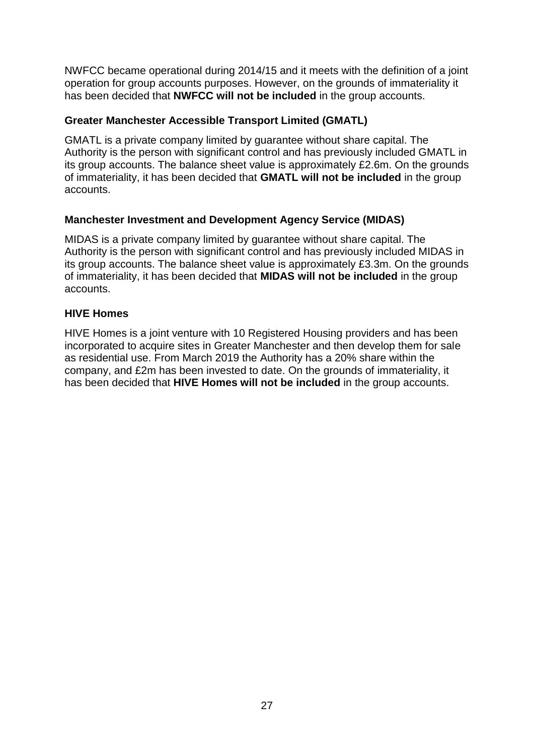NWFCC became operational during 2014/15 and it meets with the definition of a joint operation for group accounts purposes. However, on the grounds of immateriality it has been decided that **NWFCC will not be included** in the group accounts.

### Greater Manchester Accessible Transport Limited (GMATL)

GMATL is a private company limited by guarantee without share capital. The Authority is the person with significant control and has previously included GMATL in its group accounts. The balance sheet value is approximately £2.6m. On the grounds of immateriality, it has been decided that **GMATL will not be included** in the group accounts.

### Manchester Investment and Development Agency Service (MIDAS)

MIDAS is a private company limited by guarantee without share capital. The Authority is the person with significant control and has previously included MIDAS in its group accounts. The balance sheet value is approximately £3.3m. On the grounds of immateriality, it has been decided that **MIDAS will not be included** in the group accounts.

### HIVE Homes

HIVE Homes is a joint venture with 10 Registered Housing providers and has been incorporated to acquire sites in Greater Manchester and then develop them for sale as residential use. From March 2019 the Authority has a 20% share within the company, and £2m has been invested to date. On the grounds of immateriality, it has been decided that **HIVE Homes will not be included** in the group accounts.